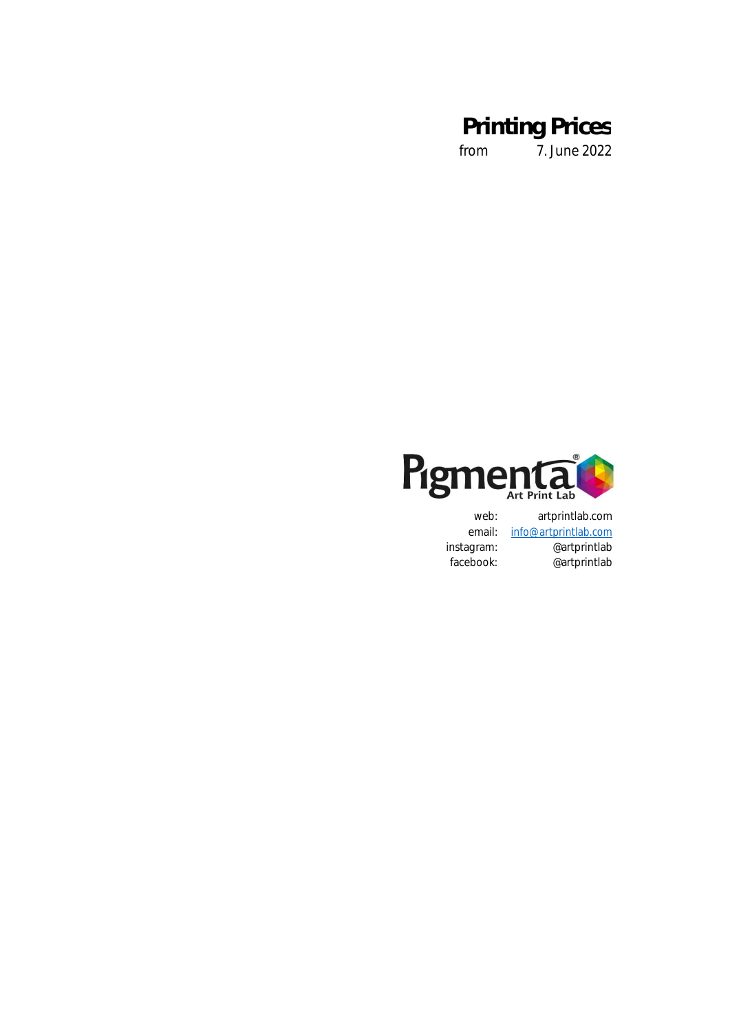# Printing Prices

from 7. June 2022

Pigmenta® Art Print Lab

| | |
|---|---|
| web: | artprintlab.com |
| email: | info@artprintlab.com |
| instagram: | @artprintlab |
| facebook: | @artprintlab |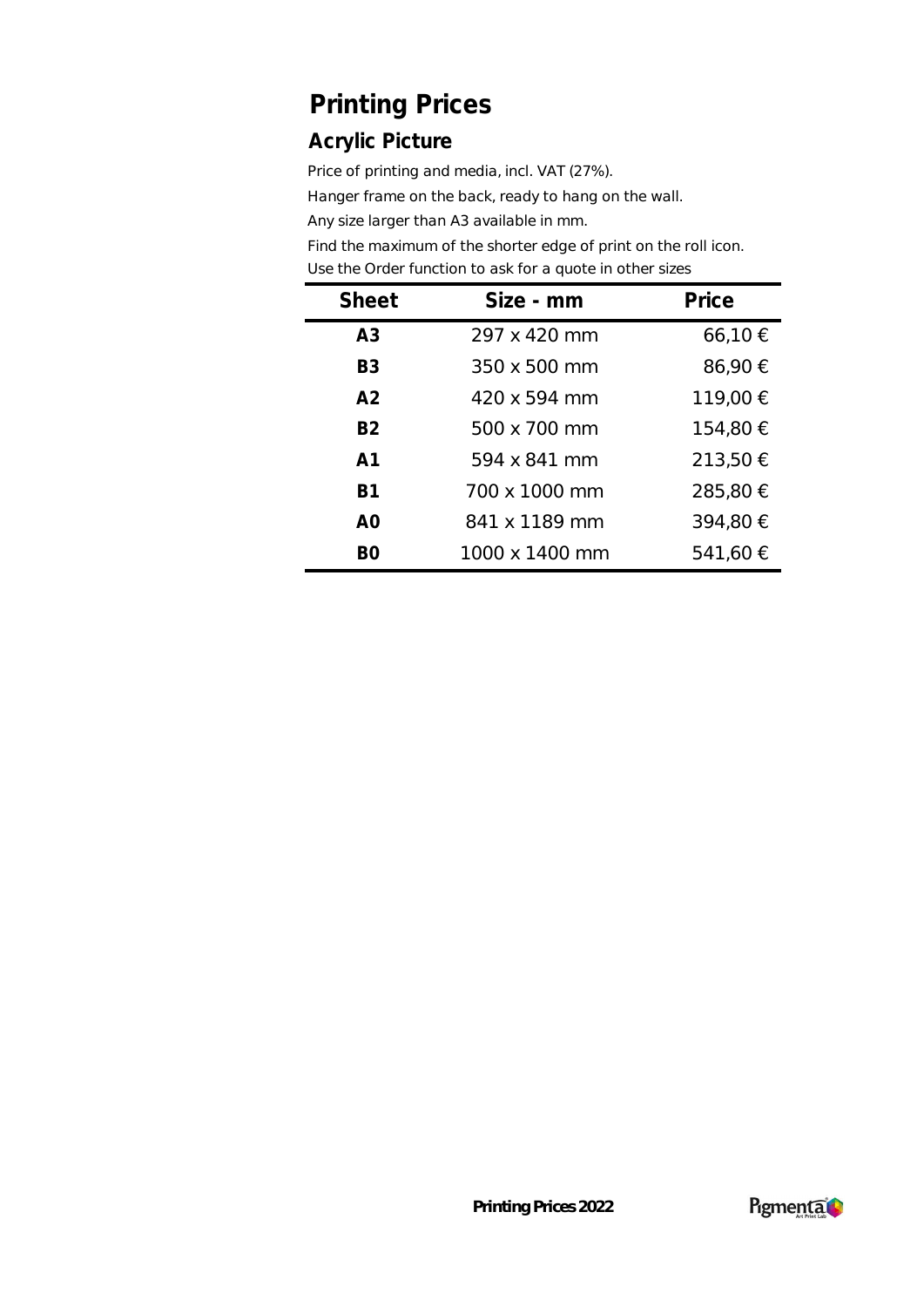# Printing Prices

## Acrylic Picture

Price of printing and media, incl. VAT (27%).

Hanger frame on the back, ready to hang on the wall.

Any size larger than A3 available in mm.

Find the maximum of the shorter edge of print on the roll icon.

Use the Order function to ask for a quote in other sizes

| Sheet | Size - mm | Price |
|---|---|---|
| **A3** | 297 x 420 mm | 66,10 € |
| **B3** | 350 x 500 mm | 86,90 € |
| **A2** | 420 x 594 mm | 119,00 € |
| **B2** | 500 x 700 mm | 154,80 € |
| **A1** | 594 x 841 mm | 213,50 € |
| **B1** | 700 x 1000 mm | 285,80 € |
| **A0** | 841 x 1189 mm | 394,80 € |
| **B0** | 1000 x 1400 mm | 541,60 € |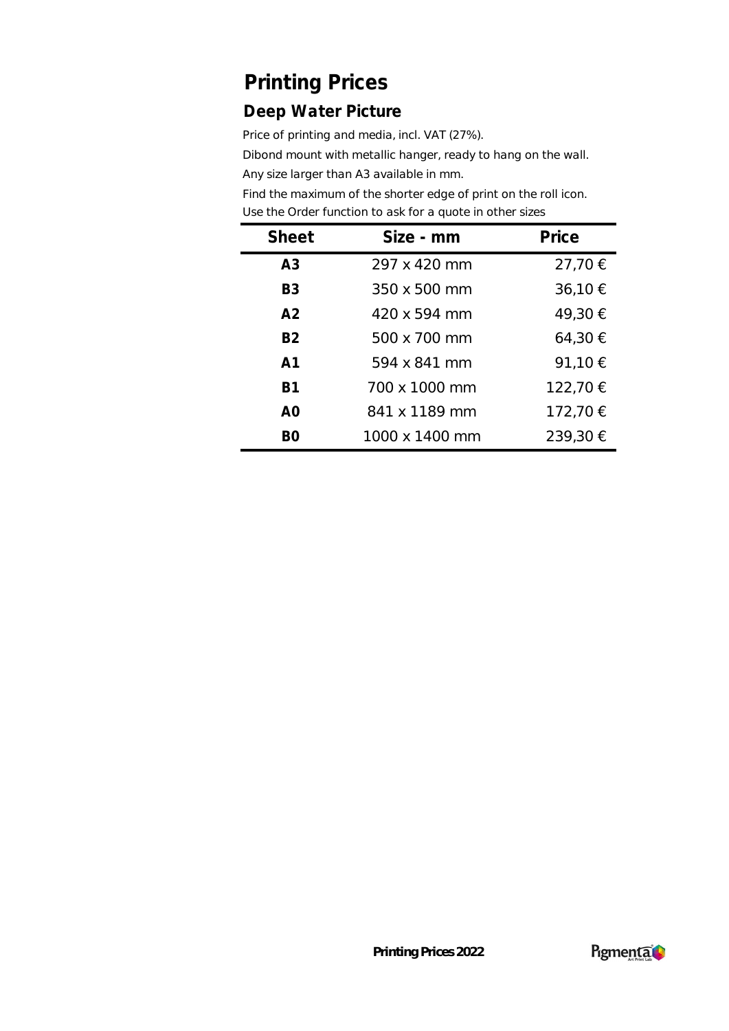# Printing Prices

## Deep Water Picture

Price of printing and media, incl. VAT (27%).

Dibond mount with metallic hanger, ready to hang on the wall.

Any size larger than A3 available in mm.

Find the maximum of the shorter edge of print on the roll icon.

Use the Order function to ask for a quote in other sizes

| Sheet | Size - mm | Price |
|---|---|---|
| **A3** | 297 x 420 mm | 27,70 € |
| **B3** | 350 x 500 mm | 36,10 € |
| **A2** | 420 x 594 mm | 49,30 € |
| **B2** | 500 x 700 mm | 64,30 € |
| **A1** | 594 x 841 mm | 91,10 € |
| **B1** | 700 x 1000 mm | 122,70 € |
| **A0** | 841 x 1189 mm | 172,70 € |
| **B0** | 1000 x 1400 mm | 239,30 € |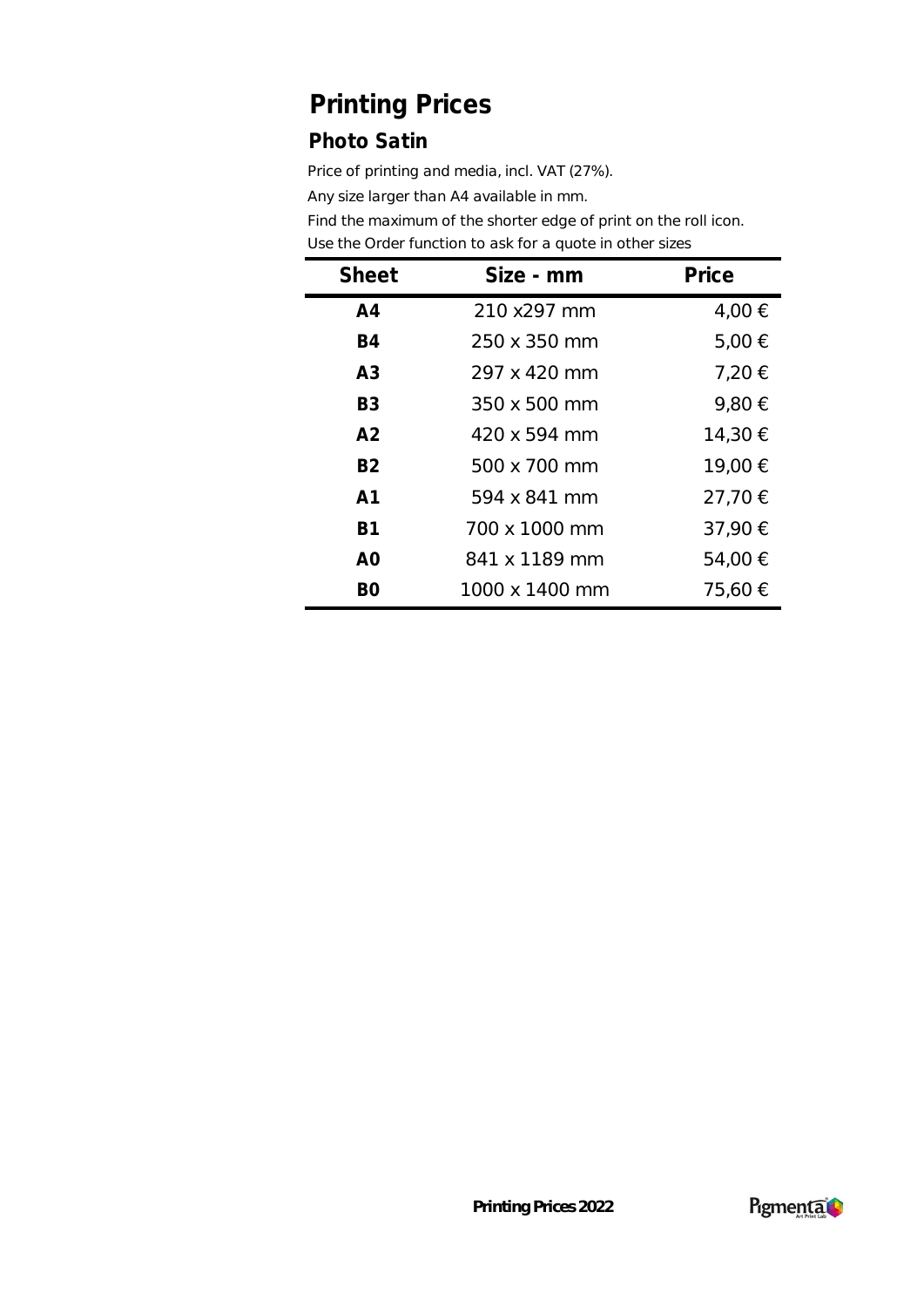# Printing Prices

## Photo Satin

Price of printing and media, incl. VAT (27%).

Any size larger than A4 available in mm.

Find the maximum of the shorter edge of print on the roll icon.

Use the Order function to ask for a quote in other sizes

| Sheet | Size - mm | Price |
|---|---|---|
| **A4** | 210 x297 mm | 4,00 € |
| **B4** | 250 x 350 mm | 5,00 € |
| **A3** | 297 x 420 mm | 7,20 € |
| **B3** | 350 x 500 mm | 9,80 € |
| **A2** | 420 x 594 mm | 14,30 € |
| **B2** | 500 x 700 mm | 19,00 € |
| **A1** | 594 x 841 mm | 27,70 € |
| **B1** | 700 x 1000 mm | 37,90 € |
| **A0** | 841 x 1189 mm | 54,00 € |
| **B0** | 1000 x 1400 mm | 75,60 € |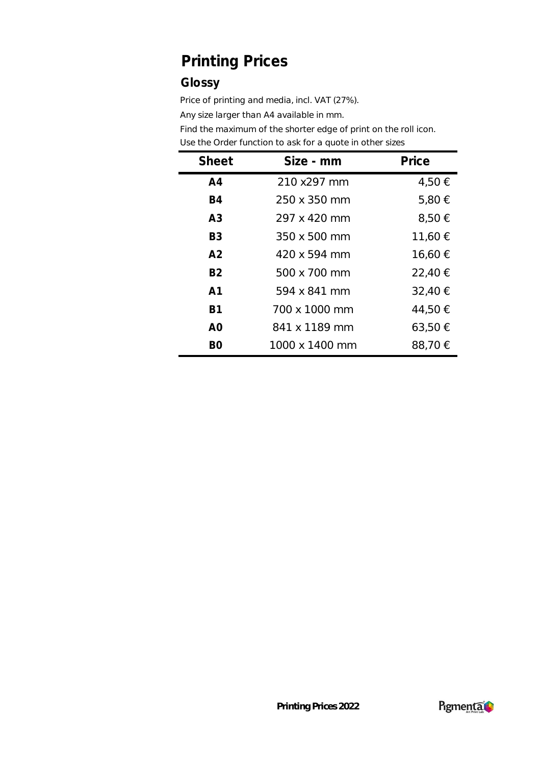# Printing Prices

## Glossy

Price of printing and media, incl. VAT (27%).

Any size larger than A4 available in mm.

Find the maximum of the shorter edge of print on the roll icon.

Use the Order function to ask for a quote in other sizes

| Sheet | Size - mm | Price |
|---|---|---|
| **A4** | 210 x297 mm | 4,50 € |
| **B4** | 250 x 350 mm | 5,80 € |
| **A3** | 297 x 420 mm | 8,50 € |
| **B3** | 350 x 500 mm | 11,60 € |
| **A2** | 420 x 594 mm | 16,60 € |
| **B2** | 500 x 700 mm | 22,40 € |
| **A1** | 594 x 841 mm | 32,40 € |
| **B1** | 700 x 1000 mm | 44,50 € |
| **A0** | 841 x 1189 mm | 63,50 € |
| **B0** | 1000 x 1400 mm | 88,70 € |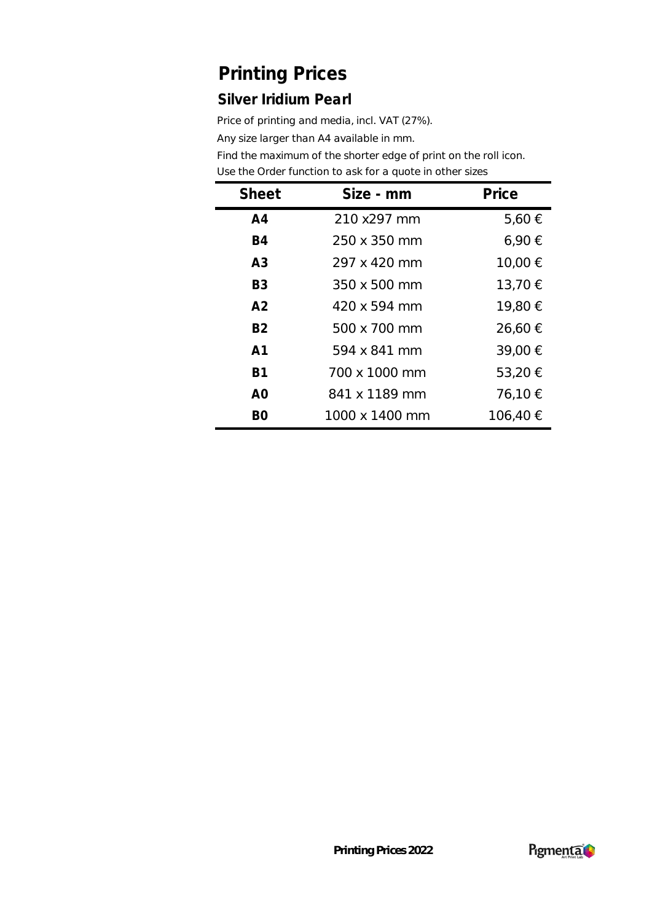# Printing Prices

## Silver Iridium Pearl

Price of printing and media, incl. VAT (27%).

Any size larger than A4 available in mm.

Find the maximum of the shorter edge of print on the roll icon.

Use the Order function to ask for a quote in other sizes

| Sheet | Size - mm | Price |
|---|---|---|
| **A4** | 210 x297 mm | 5,60 € |
| **B4** | 250 x 350 mm | 6,90 € |
| **A3** | 297 x 420 mm | 10,00 € |
| **B3** | 350 x 500 mm | 13,70 € |
| **A2** | 420 x 594 mm | 19,80 € |
| **B2** | 500 x 700 mm | 26,60 € |
| **A1** | 594 x 841 mm | 39,00 € |
| **B1** | 700 x 1000 mm | 53,20 € |
| **A0** | 841 x 1189 mm | 76,10 € |
| **B0** | 1000 x 1400 mm | 106,40 € |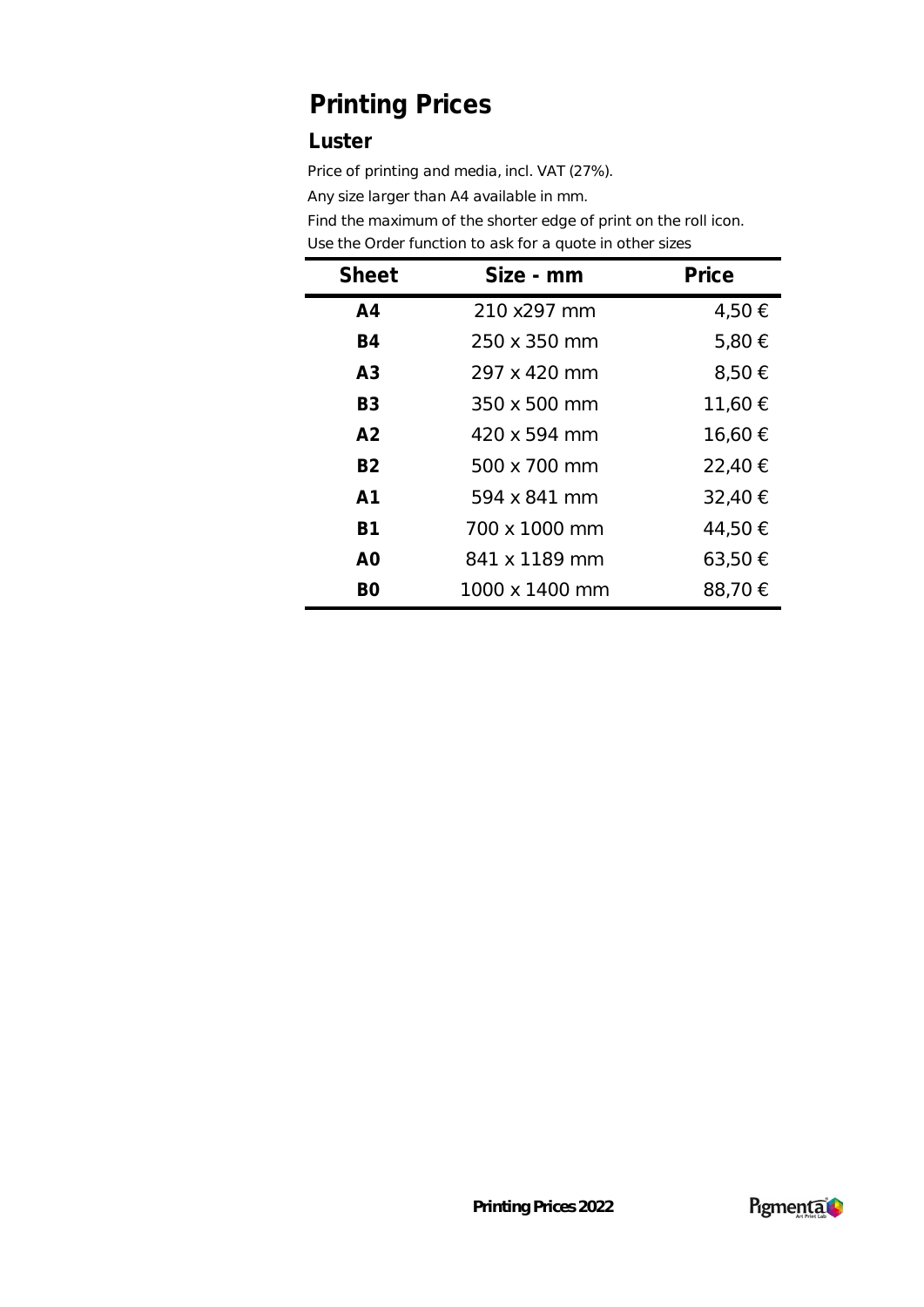# Printing Prices

## Luster

Price of printing and media, incl. VAT (27%).

Any size larger than A4 available in mm.

Find the maximum of the shorter edge of print on the roll icon.

Use the Order function to ask for a quote in other sizes

| Sheet | Size - mm | Price |
|---|---|---|
| **A4** | 210 x297 mm | 4,50 € |
| **B4** | 250 x 350 mm | 5,80 € |
| **A3** | 297 x 420 mm | 8,50 € |
| **B3** | 350 x 500 mm | 11,60 € |
| **A2** | 420 x 594 mm | 16,60 € |
| **B2** | 500 x 700 mm | 22,40 € |
| **A1** | 594 x 841 mm | 32,40 € |
| **B1** | 700 x 1000 mm | 44,50 € |
| **A0** | 841 x 1189 mm | 63,50 € |
| **B0** | 1000 x 1400 mm | 88,70 € |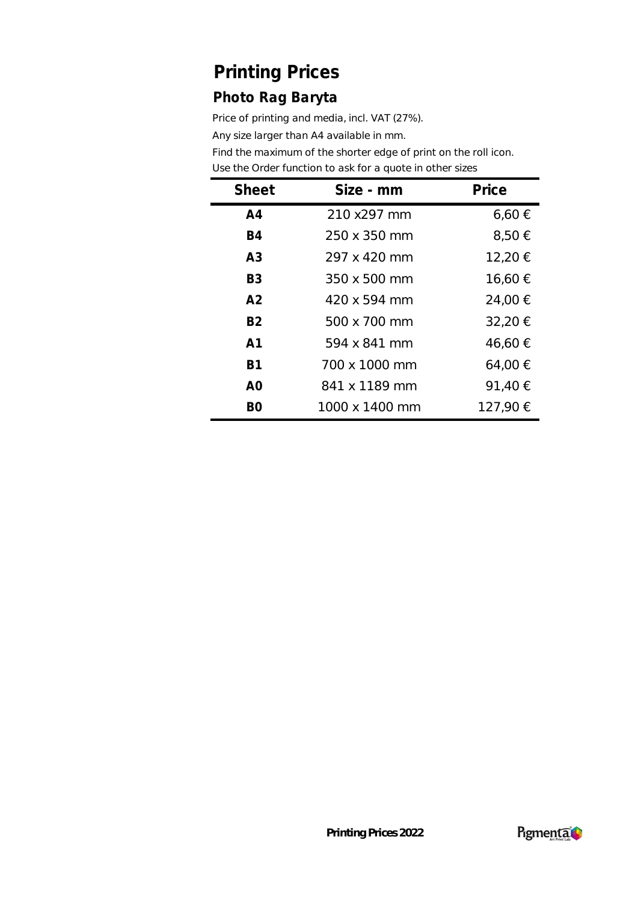# Printing Prices

## Photo Rag Baryta

Price of printing and media, incl. VAT (27%).

Any size larger than A4 available in mm.

Find the maximum of the shorter edge of print on the roll icon.

Use the Order function to ask for a quote in other sizes

| Sheet | Size - mm | Price |
|---|---|---|
| **A4** | 210 x297 mm | 6,60 € |
| **B4** | 250 x 350 mm | 8,50 € |
| **A3** | 297 x 420 mm | 12,20 € |
| **B3** | 350 x 500 mm | 16,60 € |
| **A2** | 420 x 594 mm | 24,00 € |
| **B2** | 500 x 700 mm | 32,20 € |
| **A1** | 594 x 841 mm | 46,60 € |
| **B1** | 700 x 1000 mm | 64,00 € |
| **A0** | 841 x 1189 mm | 91,40 € |
| **B0** | 1000 x 1400 mm | 127,90 € |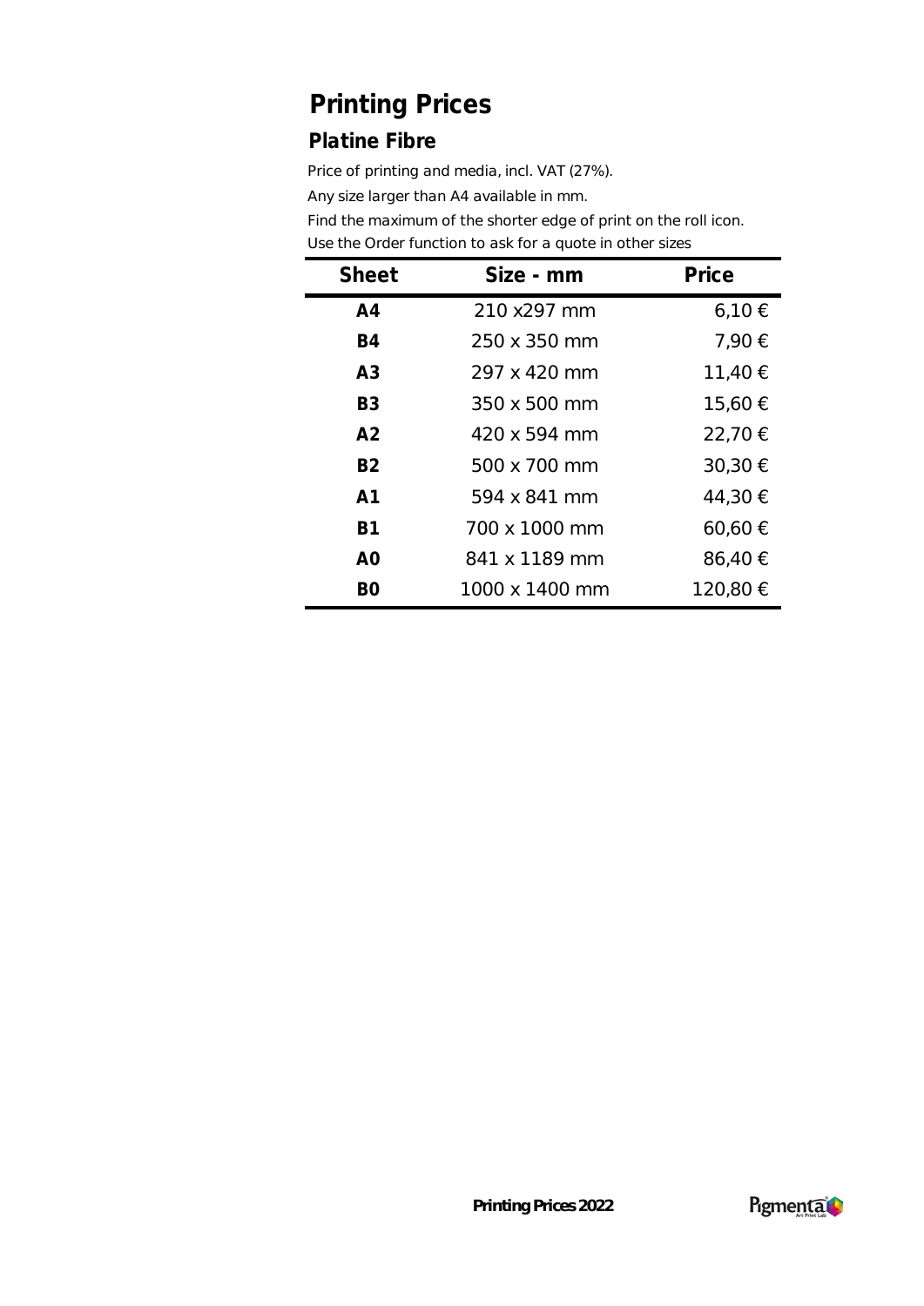# Printing Prices

## *Platine Fibre*

Price of printing and media, incl. VAT (27%).

Any size larger than A4 available in mm.

Find the maximum of the shorter edge of print on the roll icon.

Use the Order function to ask for a quote in other sizes

| Sheet | Size - mm | Price |
|---|---|---|
| **A4** | 210 x297 mm | 6,10 € |
| **B4** | 250 x 350 mm | 7,90 € |
| **A3** | 297 x 420 mm | 11,40 € |
| **B3** | 350 x 500 mm | 15,60 € |
| **A2** | 420 x 594 mm | 22,70 € |
| **B2** | 500 x 700 mm | 30,30 € |
| **A1** | 594 x 841 mm | 44,30 € |
| **B1** | 700 x 1000 mm | 60,60 € |
| **A0** | 841 x 1189 mm | 86,40 € |
| **B0** | 1000 x 1400 mm | 120,80 € |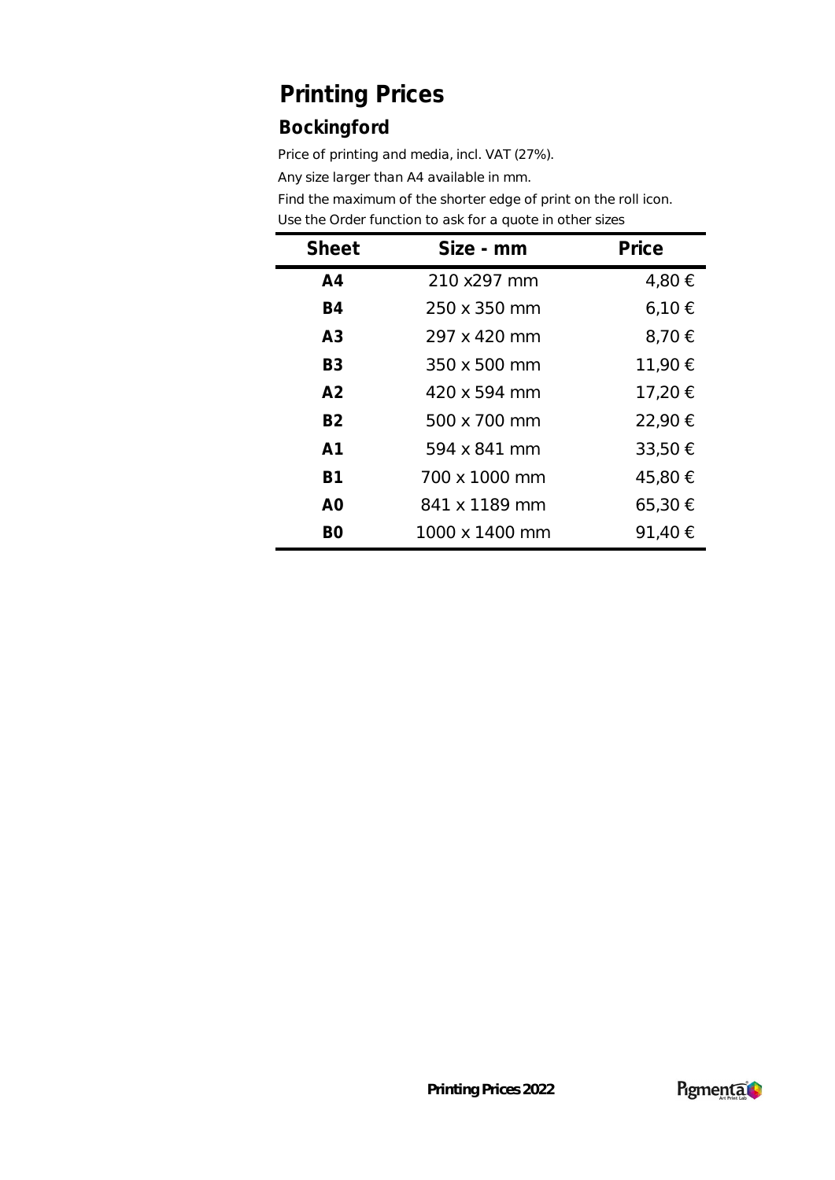# Printing Prices

## Bockingford

Price of printing and media, incl. VAT (27%).

Any size larger than A4 available in mm.

Find the maximum of the shorter edge of print on the roll icon.

Use the Order function to ask for a quote in other sizes

| Sheet | Size - mm | Price |
|---|---|---|
| **A4** | 210 x297 mm | 4,80 € |
| **B4** | 250 x 350 mm | 6,10 € |
| **A3** | 297 x 420 mm | 8,70 € |
| **B3** | 350 x 500 mm | 11,90 € |
| **A2** | 420 x 594 mm | 17,20 € |
| **B2** | 500 x 700 mm | 22,90 € |
| **A1** | 594 x 841 mm | 33,50 € |
| **B1** | 700 x 1000 mm | 45,80 € |
| **A0** | 841 x 1189 mm | 65,30 € |
| **B0** | 1000 x 1400 mm | 91,40 € |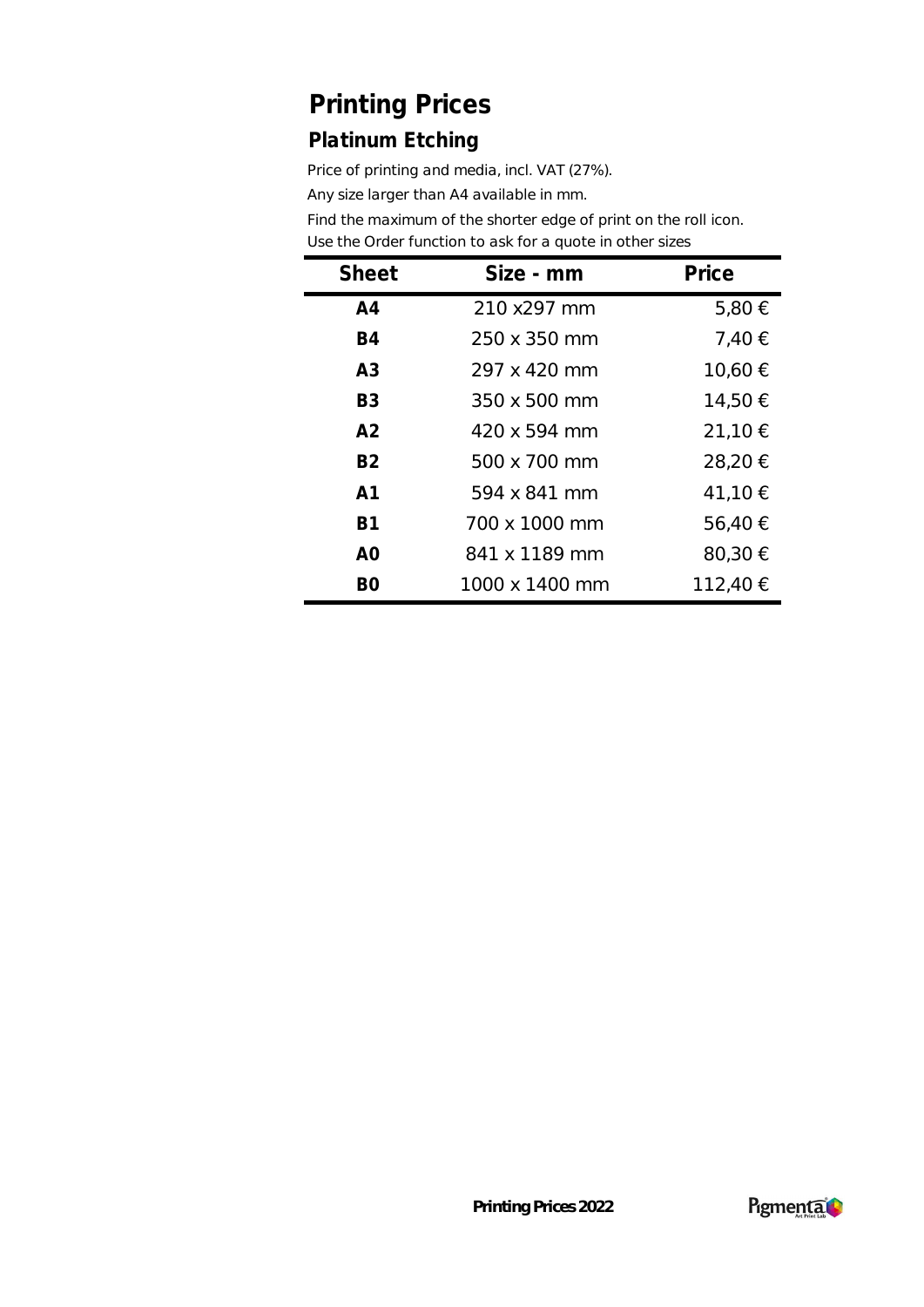# Printing Prices

## Platinum Etching

Price of printing and media, incl. VAT (27%).

Any size larger than A4 available in mm.

Find the maximum of the shorter edge of print on the roll icon.

Use the Order function to ask for a quote in other sizes

| Sheet | Size - mm | Price |
|---|---|---|
| A4 | 210 x297 mm | 5,80 € |
| B4 | 250 x 350 mm | 7,40 € |
| A3 | 297 x 420 mm | 10,60 € |
| B3 | 350 x 500 mm | 14,50 € |
| A2 | 420 x 594 mm | 21,10 € |
| B2 | 500 x 700 mm | 28,20 € |
| A1 | 594 x 841 mm | 41,10 € |
| B1 | 700 x 1000 mm | 56,40 € |
| A0 | 841 x 1189 mm | 80,30 € |
| B0 | 1000 x 1400 mm | 112,40 € |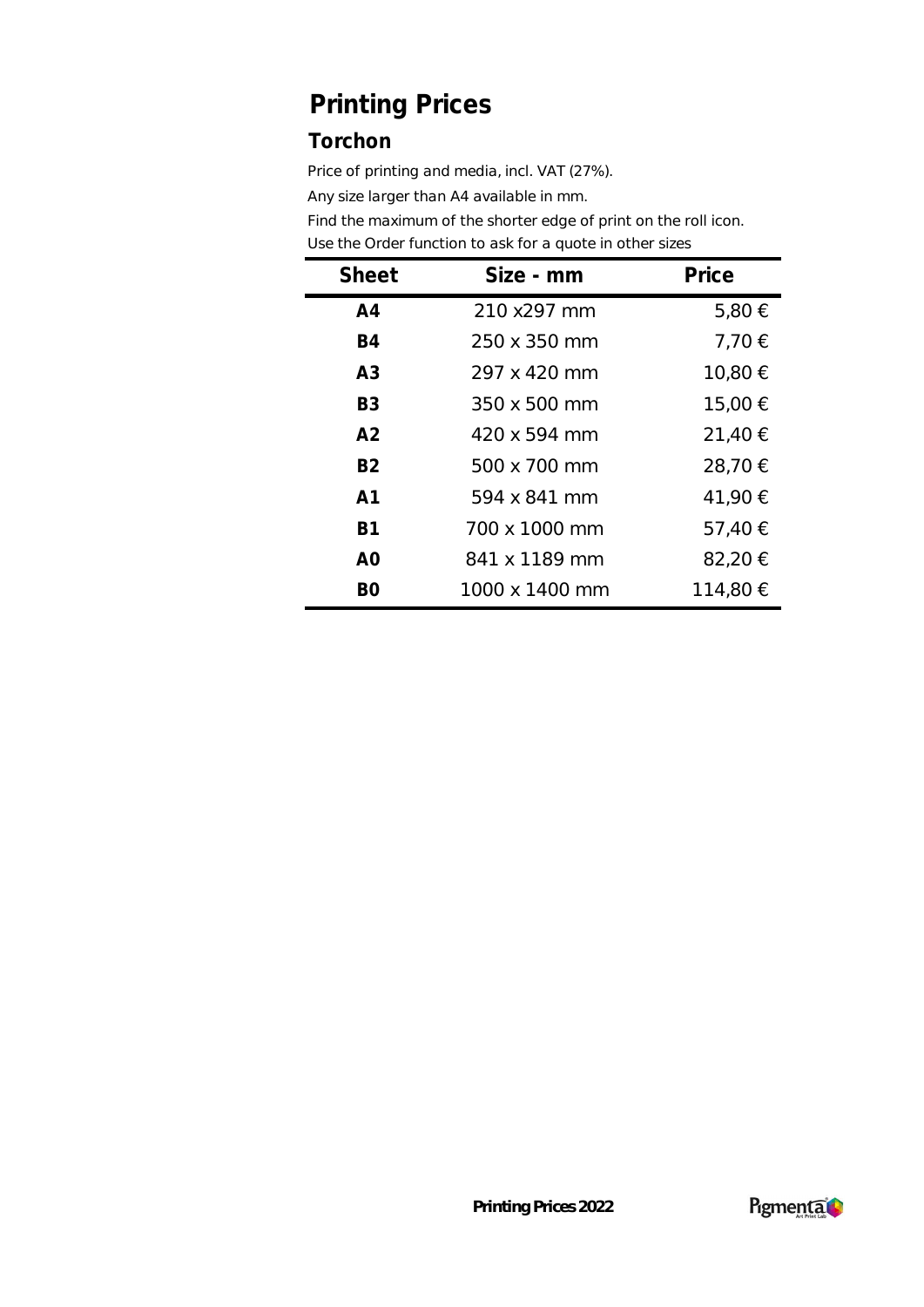# Printing Prices

## Torchon

Price of printing and media, incl. VAT (27%).

Any size larger than A4 available in mm.

Find the maximum of the shorter edge of print on the roll icon.

Use the Order function to ask for a quote in other sizes

| Sheet | Size - mm | Price |
|---|---|---|
| **A4** | 210 x297 mm | 5,80 € |
| **B4** | 250 x 350 mm | 7,70 € |
| **A3** | 297 x 420 mm | 10,80 € |
| **B3** | 350 x 500 mm | 15,00 € |
| **A2** | 420 x 594 mm | 21,40 € |
| **B2** | 500 x 700 mm | 28,70 € |
| **A1** | 594 x 841 mm | 41,90 € |
| **B1** | 700 x 1000 mm | 57,40 € |
| **A0** | 841 x 1189 mm | 82,20 € |
| **B0** | 1000 x 1400 mm | 114,80 € |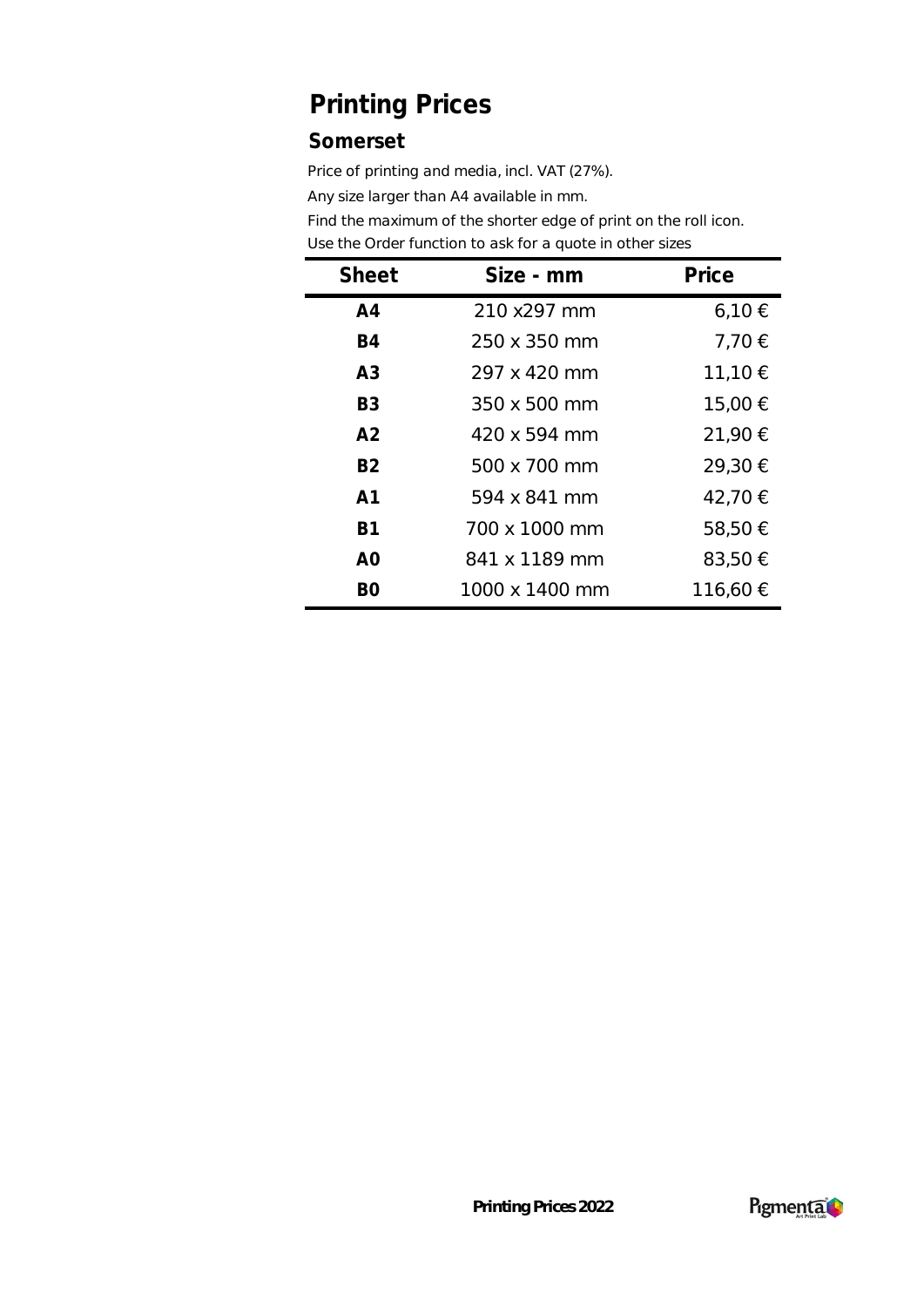# Printing Prices

## Somerset

Price of printing and media, incl. VAT (27%).

Any size larger than A4 available in mm.

Find the maximum of the shorter edge of print on the roll icon.

Use the Order function to ask for a quote in other sizes

| Sheet | Size - mm | Price |
|---|---|---|
| **A4** | 210 x297 mm | 6,10 € |
| **B4** | 250 x 350 mm | 7,70 € |
| **A3** | 297 x 420 mm | 11,10 € |
| **B3** | 350 x 500 mm | 15,00 € |
| **A2** | 420 x 594 mm | 21,90 € |
| **B2** | 500 x 700 mm | 29,30 € |
| **A1** | 594 x 841 mm | 42,70 € |
| **B1** | 700 x 1000 mm | 58,50 € |
| **A0** | 841 x 1189 mm | 83,50 € |
| **B0** | 1000 x 1400 mm | 116,60 € |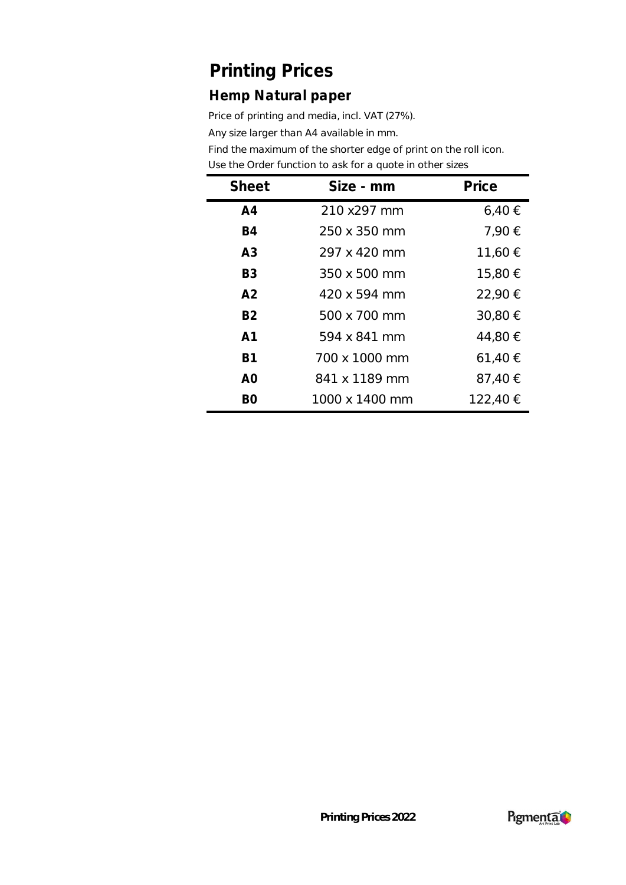# Printing Prices

## Hemp Natural paper

Price of printing and media, incl. VAT (27%).

Any size larger than A4 available in mm.

Find the maximum of the shorter edge of print on the roll icon.

Use the Order function to ask for a quote in other sizes

| Sheet | Size - mm | Price |
|---|---|---|
| **A4** | 210 x297 mm | 6,40 € |
| **B4** | 250 x 350 mm | 7,90 € |
| **A3** | 297 x 420 mm | 11,60 € |
| **B3** | 350 x 500 mm | 15,80 € |
| **A2** | 420 x 594 mm | 22,90 € |
| **B2** | 500 x 700 mm | 30,80 € |
| **A1** | 594 x 841 mm | 44,80 € |
| **B1** | 700 x 1000 mm | 61,40 € |
| **A0** | 841 x 1189 mm | 87,40 € |
| **B0** | 1000 x 1400 mm | 122,40 € |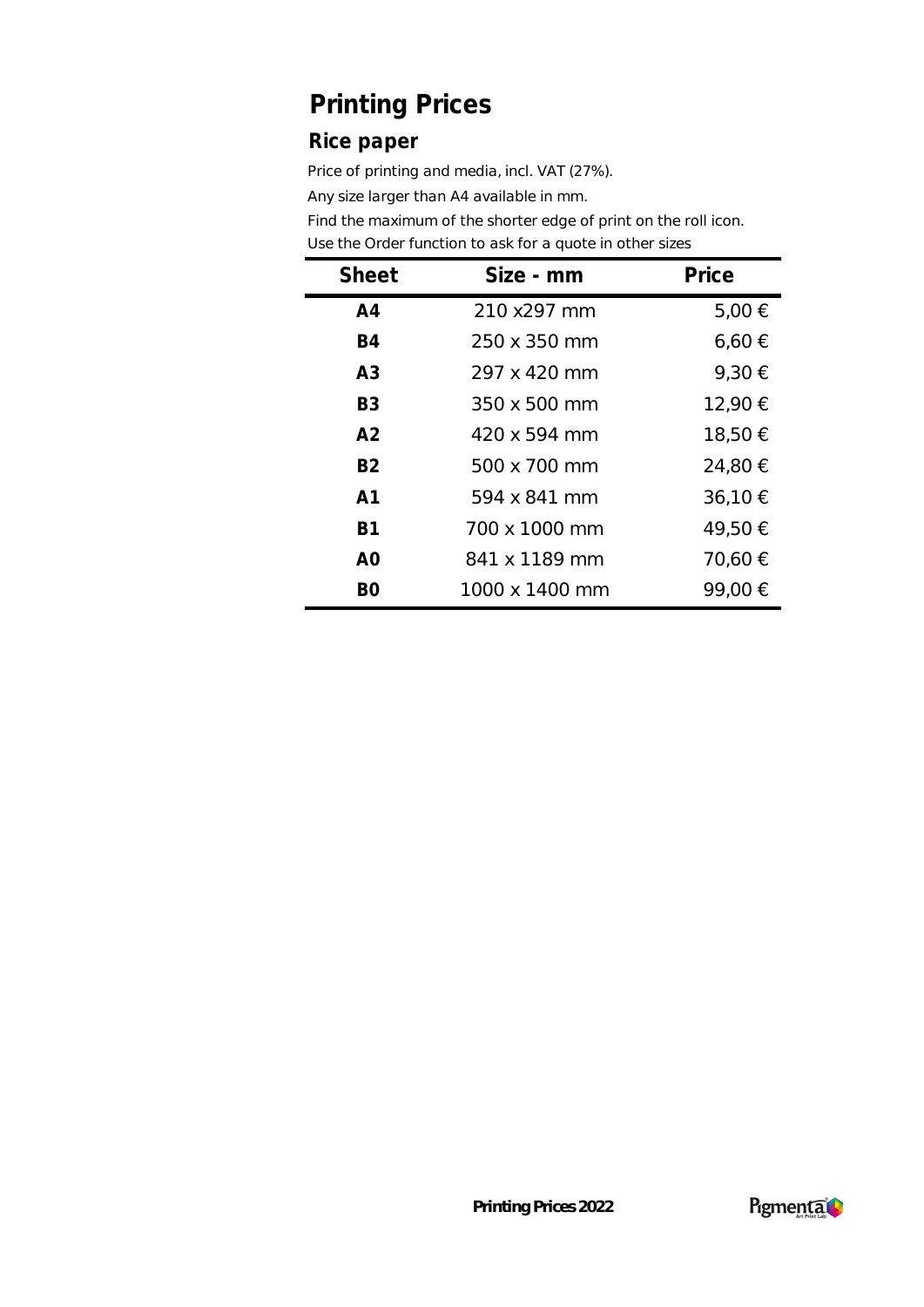# Printing Prices

## Rice paper

Price of printing and media, incl. VAT (27%).

Any size larger than A4 available in mm.

Find the maximum of the shorter edge of print on the roll icon.

Use the Order function to ask for a quote in other sizes

| Sheet | Size - mm | Price |
|---|---|---|
| **A4** | 210 x297 mm | 5,00 € |
| **B4** | 250 x 350 mm | 6,60 € |
| **A3** | 297 x 420 mm | 9,30 € |
| **B3** | 350 x 500 mm | 12,90 € |
| **A2** | 420 x 594 mm | 18,50 € |
| **B2** | 500 x 700 mm | 24,80 € |
| **A1** | 594 x 841 mm | 36,10 € |
| **B1** | 700 x 1000 mm | 49,50 € |
| **A0** | 841 x 1189 mm | 70,60 € |
| **B0** | 1000 x 1400 mm | 99,00 € |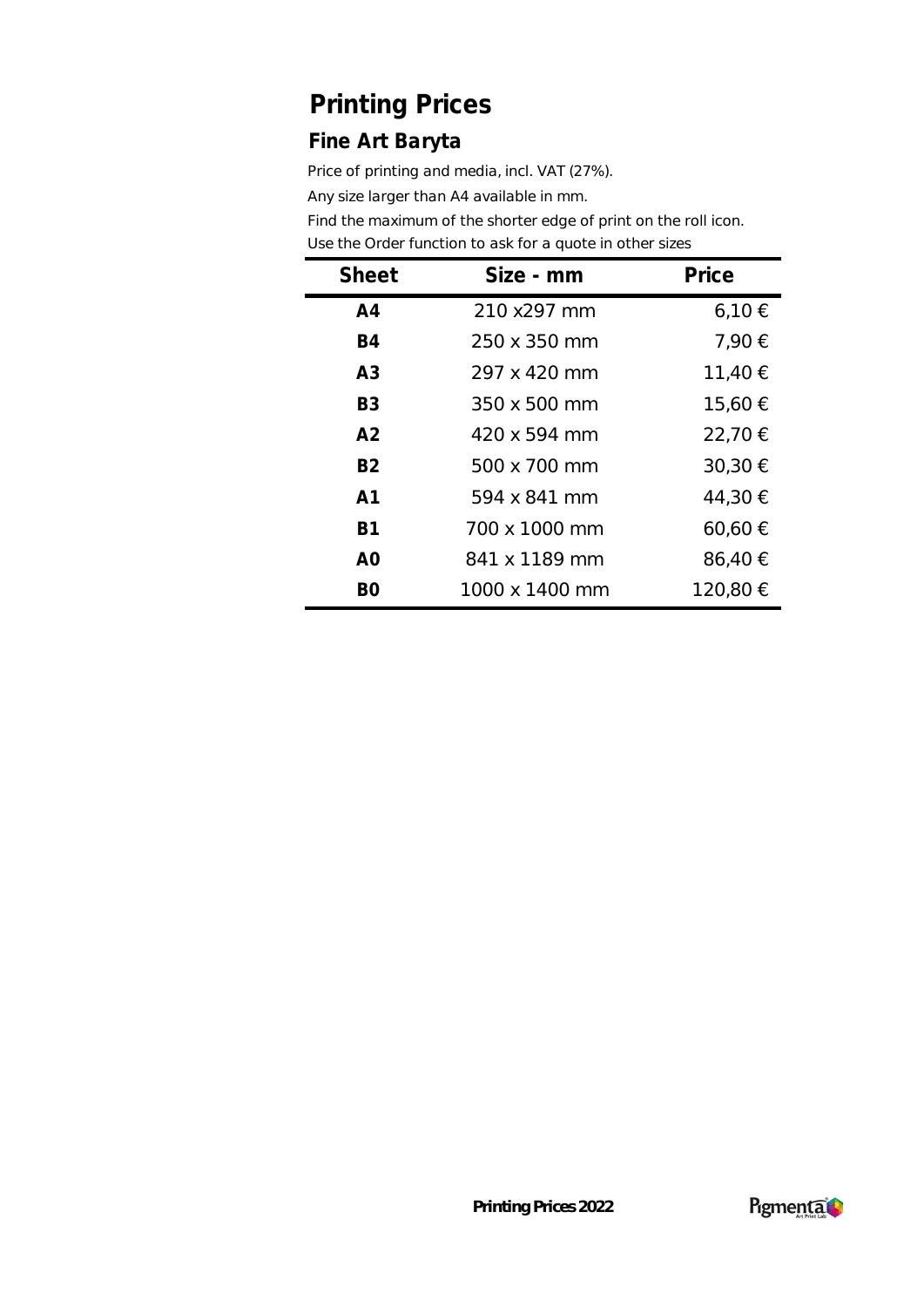# Printing Prices

## Fine Art Baryta

Price of printing and media, incl. VAT (27%).

Any size larger than A4 available in mm.

Find the maximum of the shorter edge of print on the roll icon.

Use the Order function to ask for a quote in other sizes

| Sheet | Size - mm | Price |
|---|---|---|
| **A4** | 210 x297 mm | 6,10 € |
| **B4** | 250 x 350 mm | 7,90 € |
| **A3** | 297 x 420 mm | 11,40 € |
| **B3** | 350 x 500 mm | 15,60 € |
| **A2** | 420 x 594 mm | 22,70 € |
| **B2** | 500 x 700 mm | 30,30 € |
| **A1** | 594 x 841 mm | 44,30 € |
| **B1** | 700 x 1000 mm | 60,60 € |
| **A0** | 841 x 1189 mm | 86,40 € |
| **B0** | 1000 x 1400 mm | 120,80 € |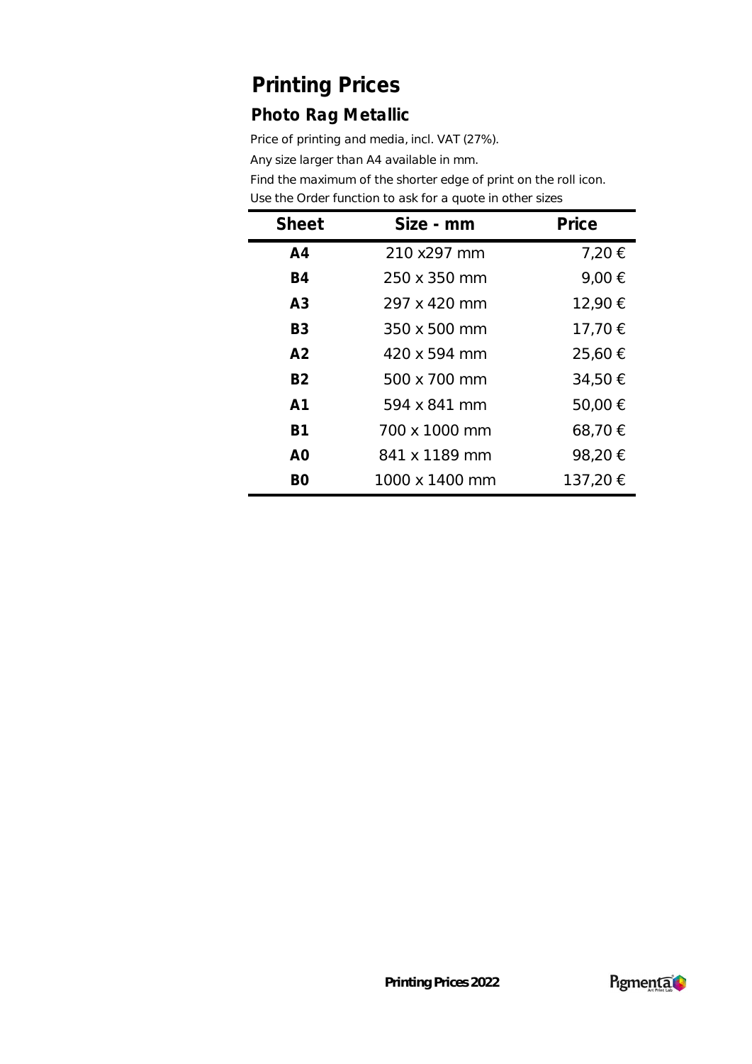# Printing Prices

## Photo Rag Metallic

Price of printing and media, incl. VAT (27%).

Any size larger than A4 available in mm.

Find the maximum of the shorter edge of print on the roll icon.

Use the Order function to ask for a quote in other sizes

| Sheet | Size - mm | Price |
|---|---|---|
| **A4** | 210 x297 mm | 7,20 € |
| **B4** | 250 x 350 mm | 9,00 € |
| **A3** | 297 x 420 mm | 12,90 € |
| **B3** | 350 x 500 mm | 17,70 € |
| **A2** | 420 x 594 mm | 25,60 € |
| **B2** | 500 x 700 mm | 34,50 € |
| **A1** | 594 x 841 mm | 50,00 € |
| **B1** | 700 x 1000 mm | 68,70 € |
| **A0** | 841 x 1189 mm | 98,20 € |
| **B0** | 1000 x 1400 mm | 137,20 € |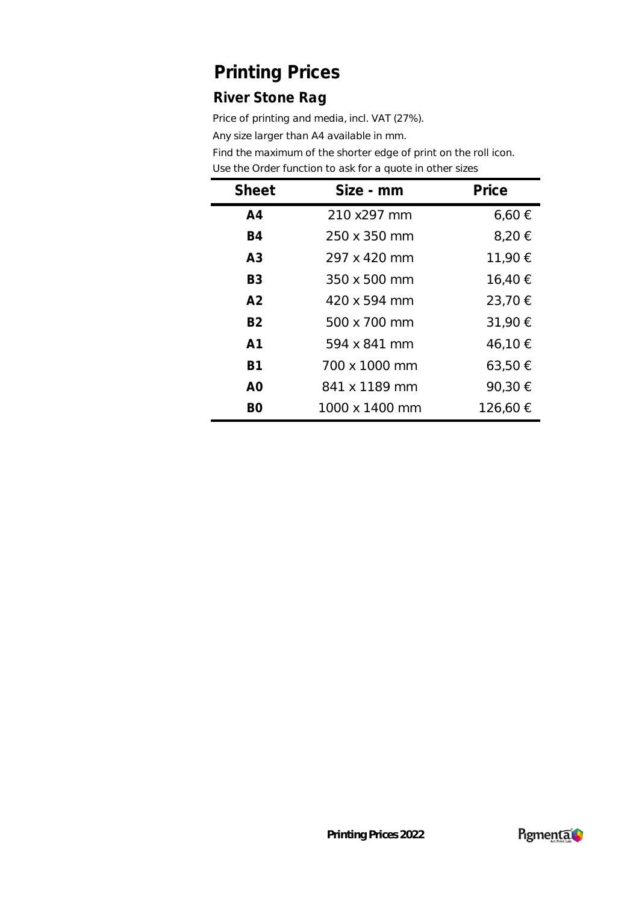# Printing Prices

## River Stone Rag

Price of printing and media, incl. VAT (27%).

Any size larger than A4 available in mm.

Find the maximum of the shorter edge of print on the roll icon.

Use the Order function to ask for a quote in other sizes

| Sheet | Size - mm | Price |
|---|---|---|
| **A4** | 210 x297 mm | 6,60 € |
| **B4** | 250 x 350 mm | 8,20 € |
| **A3** | 297 x 420 mm | 11,90 € |
| **B3** | 350 x 500 mm | 16,40 € |
| **A2** | 420 x 594 mm | 23,70 € |
| **B2** | 500 x 700 mm | 31,90 € |
| **A1** | 594 x 841 mm | 46,10 € |
| **B1** | 700 x 1000 mm | 63,50 € |
| **A0** | 841 x 1189 mm | 90,30 € |
| **B0** | 1000 x 1400 mm | 126,60 € |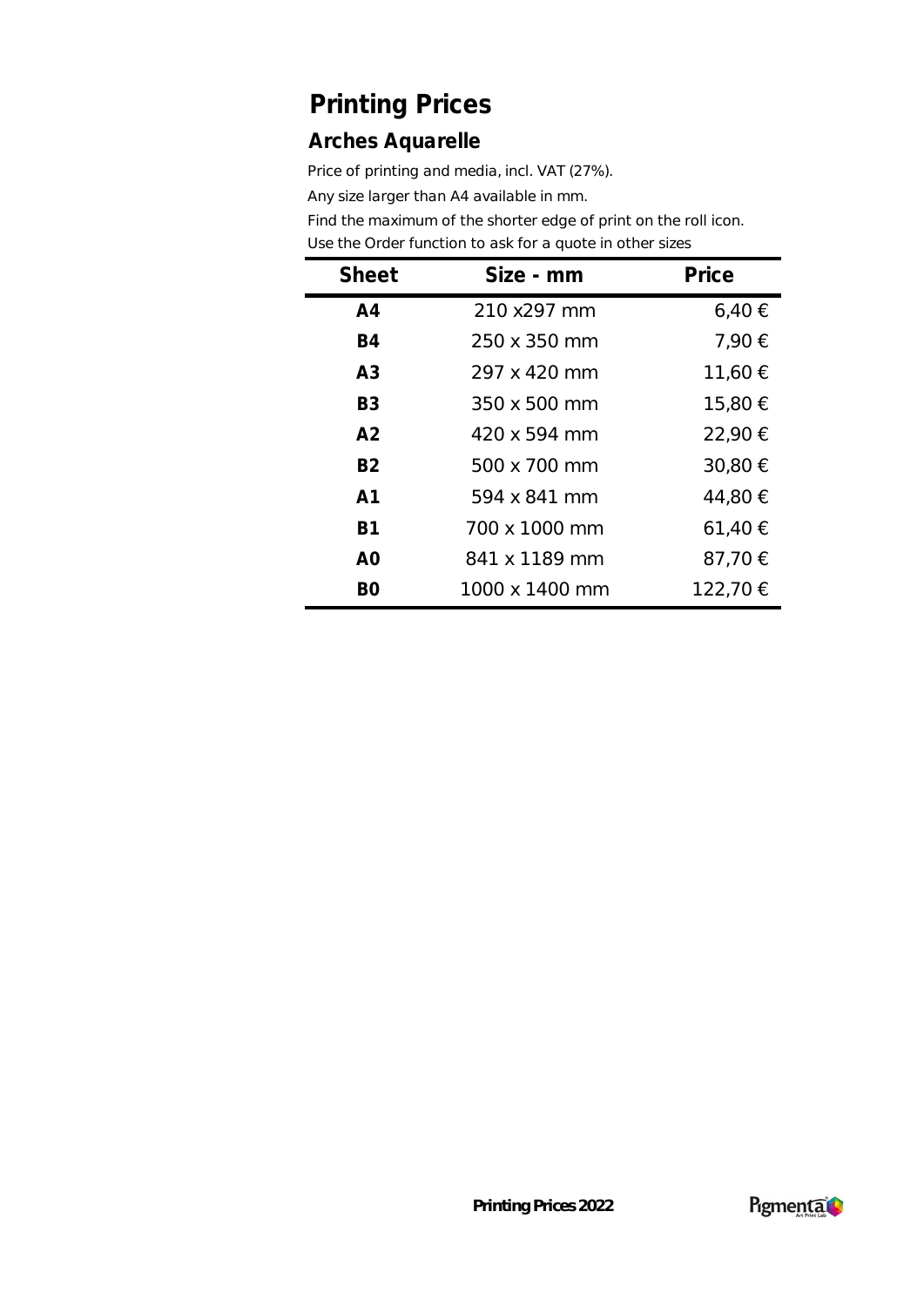# Printing Prices

## Arches Aquarelle

Price of printing and media, incl. VAT (27%).

Any size larger than A4 available in mm.

Find the maximum of the shorter edge of print on the roll icon.

Use the Order function to ask for a quote in other sizes

| Sheet | Size - mm | Price |
|---|---|---|
| **A4** | 210 x297 mm | 6,40 € |
| **B4** | 250 x 350 mm | 7,90 € |
| **A3** | 297 x 420 mm | 11,60 € |
| **B3** | 350 x 500 mm | 15,80 € |
| **A2** | 420 x 594 mm | 22,90 € |
| **B2** | 500 x 700 mm | 30,80 € |
| **A1** | 594 x 841 mm | 44,80 € |
| **B1** | 700 x 1000 mm | 61,40 € |
| **A0** | 841 x 1189 mm | 87,70 € |
| **B0** | 1000 x 1400 mm | 122,70 € |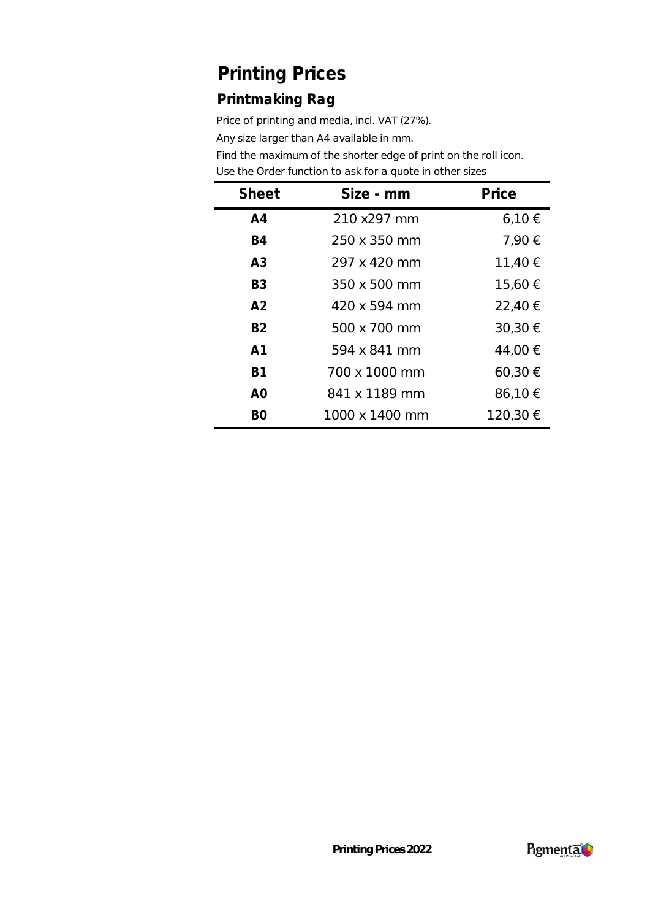# Printing Prices

## Printmaking Rag

Price of printing and media, incl. VAT (27%).

Any size larger than A4 available in mm.

Find the maximum of the shorter edge of print on the roll icon.

Use the Order function to ask for a quote in other sizes

| Sheet | Size - mm | Price |
|---|---|---|
| **A4** | 210 x297 mm | 6,10 € |
| **B4** | 250 x 350 mm | 7,90 € |
| **A3** | 297 x 420 mm | 11,40 € |
| **B3** | 350 x 500 mm | 15,60 € |
| **A2** | 420 x 594 mm | 22,40 € |
| **B2** | 500 x 700 mm | 30,30 € |
| **A1** | 594 x 841 mm | 44,00 € |
| **B1** | 700 x 1000 mm | 60,30 € |
| **A0** | 841 x 1189 mm | 86,10 € |
| **B0** | 1000 x 1400 mm | 120,30 € |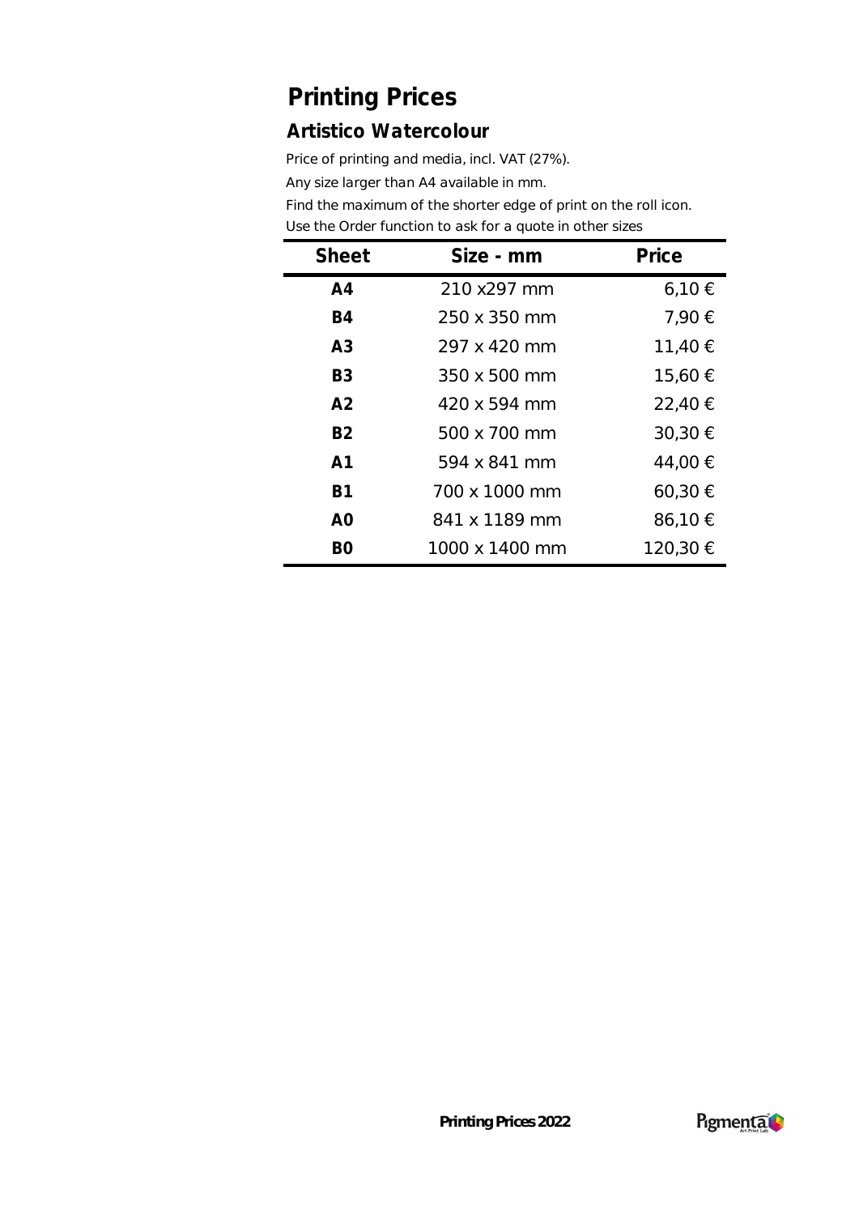# Printing Prices

## Artistico Watercolour

Price of printing and media, incl. VAT (27%).

Any size larger than A4 available in mm.

Find the maximum of the shorter edge of print on the roll icon.

Use the Order function to ask for a quote in other sizes

| Sheet | Size - mm | Price |
|---|---|---|
| **A4** | 210 x297 mm | 6,10 € |
| **B4** | 250 x 350 mm | 7,90 € |
| **A3** | 297 x 420 mm | 11,40 € |
| **B3** | 350 x 500 mm | 15,60 € |
| **A2** | 420 x 594 mm | 22,40 € |
| **B2** | 500 x 700 mm | 30,30 € |
| **A1** | 594 x 841 mm | 44,00 € |
| **B1** | 700 x 1000 mm | 60,30 € |
| **A0** | 841 x 1189 mm | 86,10 € |
| **B0** | 1000 x 1400 mm | 120,30 € |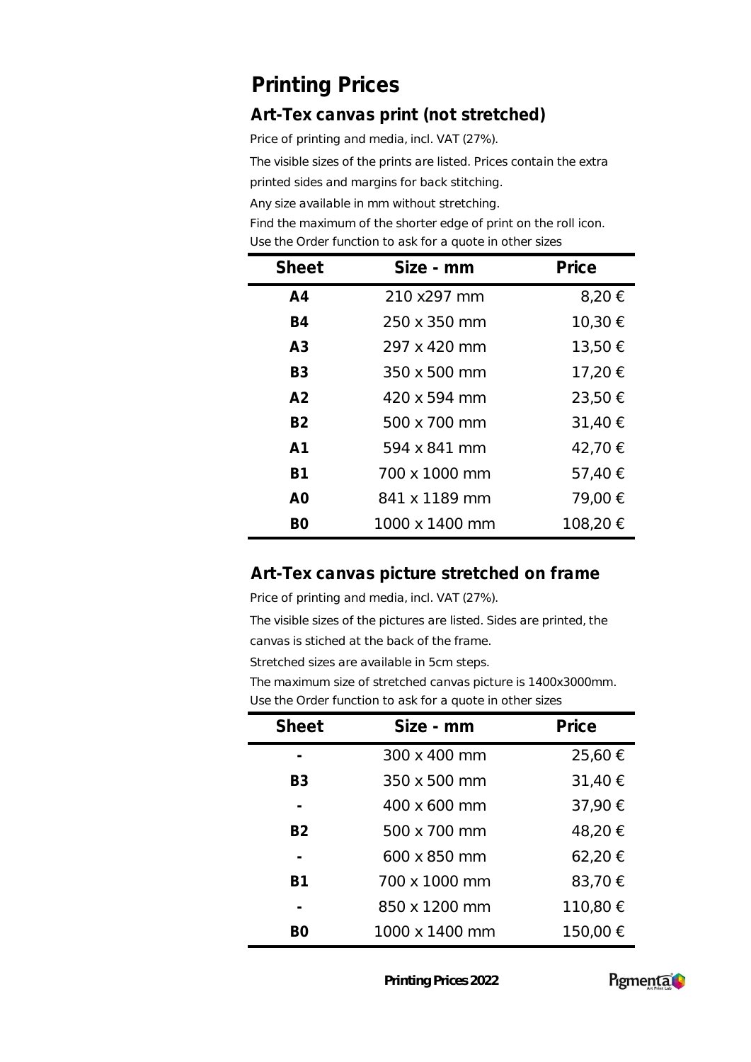# Printing Prices

## Art-Tex canvas print (not stretched)

Price of printing and media, incl. VAT (27%).

The visible sizes of the prints are listed. Prices contain the extra printed sides and margins for back stitching.

Any size available in mm without stretching.

Find the maximum of the shorter edge of print on the roll icon.

Use the Order function to ask for a quote in other sizes

| Sheet | Size - mm | Price |
|---|---|---|
| **A4** | 210 x297 mm | 8,20 € |
| **B4** | 250 x 350 mm | 10,30 € |
| **A3** | 297 x 420 mm | 13,50 € |
| **B3** | 350 x 500 mm | 17,20 € |
| **A2** | 420 x 594 mm | 23,50 € |
| **B2** | 500 x 700 mm | 31,40 € |
| **A1** | 594 x 841 mm | 42,70 € |
| **B1** | 700 x 1000 mm | 57,40 € |
| **A0** | 841 x 1189 mm | 79,00 € |
| **B0** | 1000 x 1400 mm | 108,20 € |

## Art-Tex canvas picture stretched on frame

Price of printing and media, incl. VAT (27%).

The visible sizes of the pictures are listed. Sides are printed, the canvas is stiched at the back of the frame.

Stretched sizes are available in 5cm steps.

The maximum size of stretched canvas picture is 1400x3000mm.

Use the Order function to ask for a quote in other sizes

| Sheet | Size - mm | Price |
|---|---|---|
| **-** | 300 x 400 mm | 25,60 € |
| **B3** | 350 x 500 mm | 31,40 € |
| **-** | 400 x 600 mm | 37,90 € |
| **B2** | 500 x 700 mm | 48,20 € |
| **-** | 600 x 850 mm | 62,20 € |
| **B1** | 700 x 1000 mm | 83,70 € |
| **-** | 850 x 1200 mm | 110,80 € |
| **B0** | 1000 x 1400 mm | 150,00 € |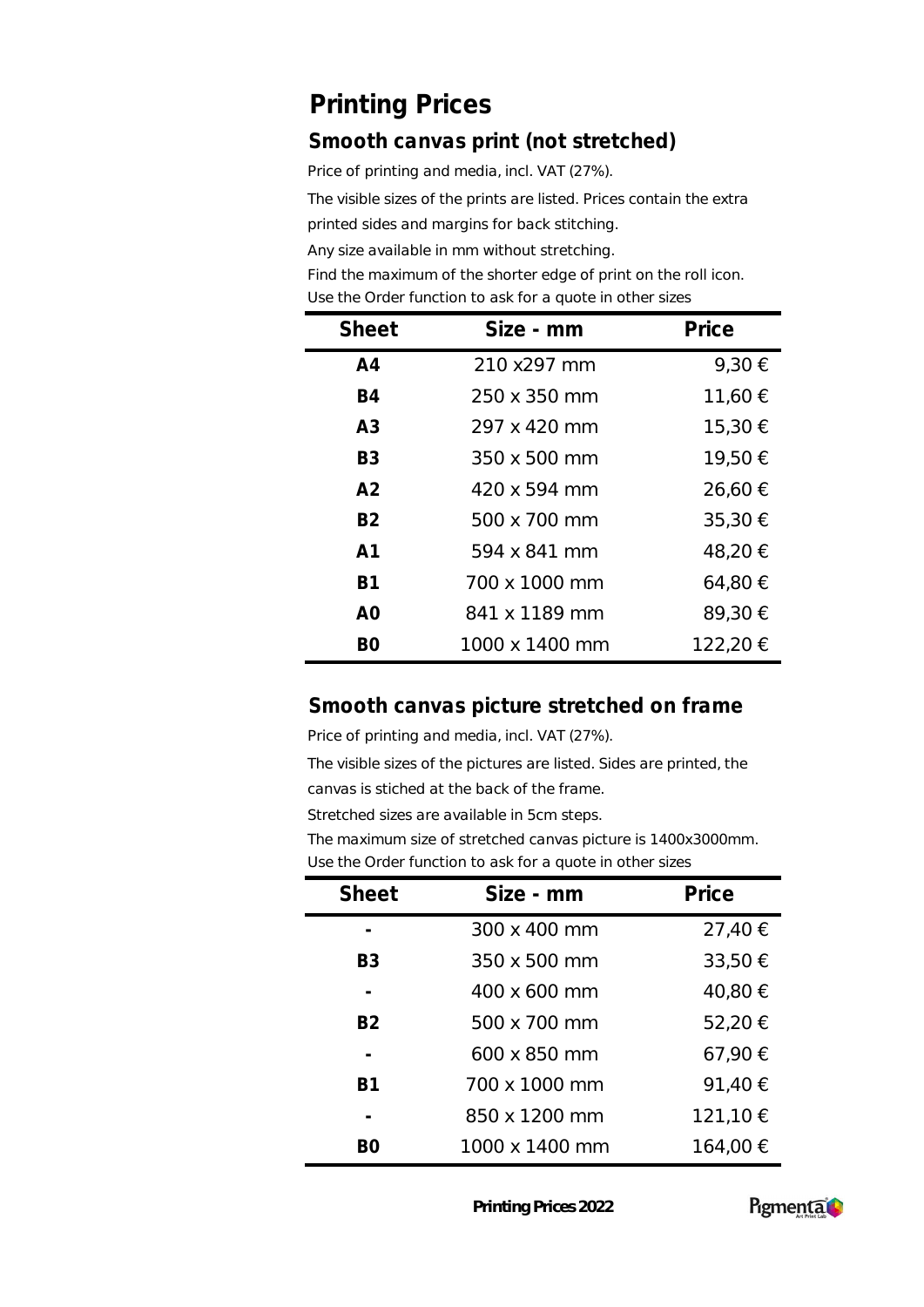# Printing Prices

## Smooth canvas print (not stretched)

Price of printing and media, incl. VAT (27%).

The visible sizes of the prints are listed. Prices contain the extra printed sides and margins for back stitching.

Any size available in mm without stretching.

Find the maximum of the shorter edge of print on the roll icon.

Use the Order function to ask for a quote in other sizes

| Sheet | Size - mm | Price |
|---|---|---|
| **A4** | 210 x297 mm | 9,30 € |
| **B4** | 250 x 350 mm | 11,60 € |
| **A3** | 297 x 420 mm | 15,30 € |
| **B3** | 350 x 500 mm | 19,50 € |
| **A2** | 420 x 594 mm | 26,60 € |
| **B2** | 500 x 700 mm | 35,30 € |
| **A1** | 594 x 841 mm | 48,20 € |
| **B1** | 700 x 1000 mm | 64,80 € |
| **A0** | 841 x 1189 mm | 89,30 € |
| **B0** | 1000 x 1400 mm | 122,20 € |

## Smooth canvas picture stretched on frame

Price of printing and media, incl. VAT (27%).

The visible sizes of the pictures are listed. Sides are printed, the canvas is stiched at the back of the frame.

Stretched sizes are available in 5cm steps.

The maximum size of stretched canvas picture is 1400x3000mm.

Use the Order function to ask for a quote in other sizes

| Sheet | Size - mm | Price |
|---|---|---|
| - | 300 x 400 mm | 27,40 € |
| **B3** | 350 x 500 mm | 33,50 € |
| - | 400 x 600 mm | 40,80 € |
| **B2** | 500 x 700 mm | 52,20 € |
| - | 600 x 850 mm | 67,90 € |
| **B1** | 700 x 1000 mm | 91,40 € |
| - | 850 x 1200 mm | 121,10 € |
| **B0** | 1000 x 1400 mm | 164,00 € |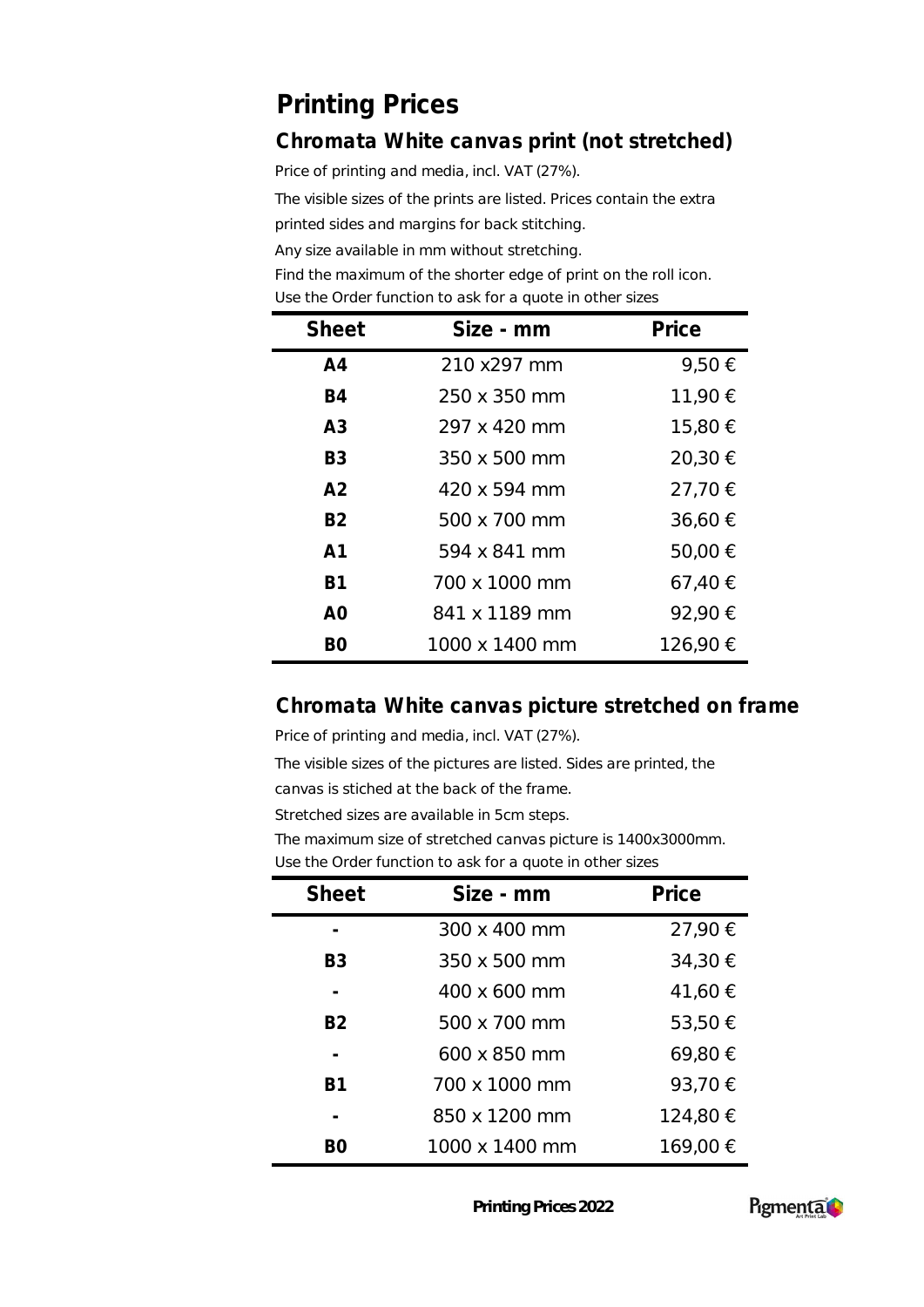# Printing Prices

## Chromata White canvas print (not stretched)

Price of printing and media, incl. VAT (27%).

The visible sizes of the prints are listed. Prices contain the extra printed sides and margins for back stitching.

Any size available in mm without stretching.

Find the maximum of the shorter edge of print on the roll icon.

Use the Order function to ask for a quote in other sizes

| Sheet | Size - mm | Price |
|---|---|---|
| A4 | 210 x297 mm | 9,50 € |
| B4 | 250 x 350 mm | 11,90 € |
| A3 | 297 x 420 mm | 15,80 € |
| B3 | 350 x 500 mm | 20,30 € |
| A2 | 420 x 594 mm | 27,70 € |
| B2 | 500 x 700 mm | 36,60 € |
| A1 | 594 x 841 mm | 50,00 € |
| B1 | 700 x 1000 mm | 67,40 € |
| A0 | 841 x 1189 mm | 92,90 € |
| B0 | 1000 x 1400 mm | 126,90 € |

## Chromata White canvas picture stretched on frame

Price of printing and media, incl. VAT (27%).

The visible sizes of the pictures are listed. Sides are printed, the canvas is stiched at the back of the frame.

Stretched sizes are available in 5cm steps.

The maximum size of stretched canvas picture is 1400x3000mm.

Use the Order function to ask for a quote in other sizes

| Sheet | Size - mm | Price |
|---|---|---|
| - | 300 x 400 mm | 27,90 € |
| B3 | 350 x 500 mm | 34,30 € |
| - | 400 x 600 mm | 41,60 € |
| B2 | 500 x 700 mm | 53,50 € |
| - | 600 x 850 mm | 69,80 € |
| B1 | 700 x 1000 mm | 93,70 € |
| - | 850 x 1200 mm | 124,80 € |
| B0 | 1000 x 1400 mm | 169,00 € |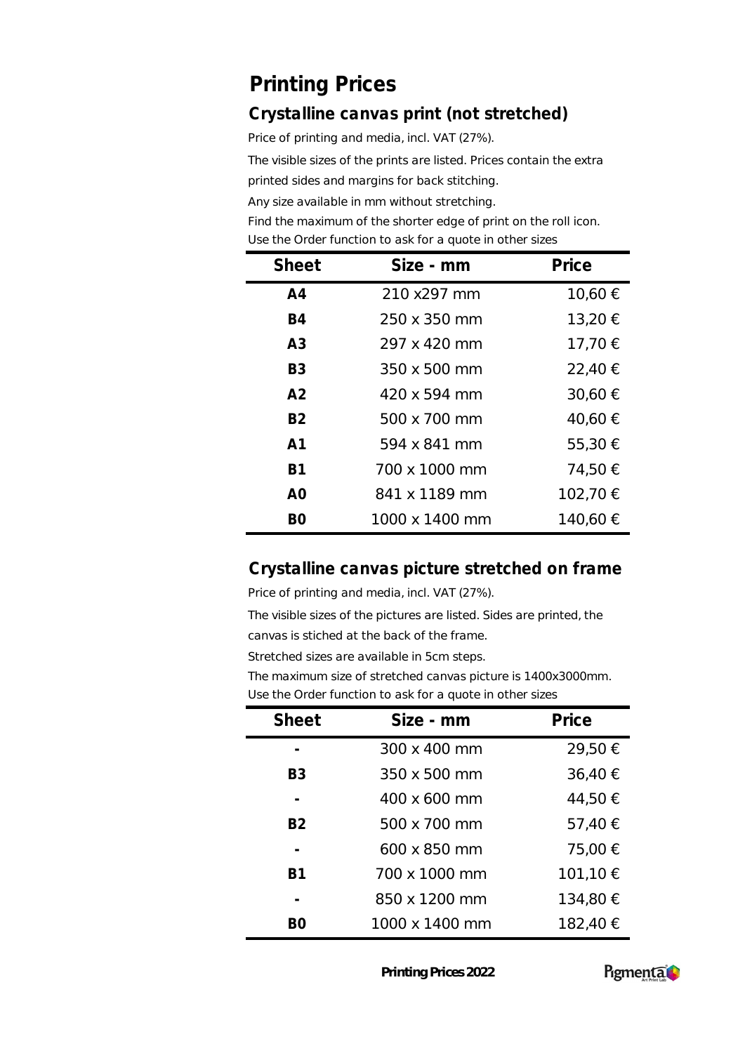# Printing Prices

## Crystalline canvas print (not stretched)

Price of printing and media, incl. VAT (27%).

The visible sizes of the prints are listed. Prices contain the extra printed sides and margins for back stitching.

Any size available in mm without stretching.

Find the maximum of the shorter edge of print on the roll icon.

Use the Order function to ask for a quote in other sizes

| Sheet | Size - mm | Price |
|---|---|---|
| A4 | 210 x297 mm | 10,60 € |
| B4 | 250 x 350 mm | 13,20 € |
| A3 | 297 x 420 mm | 17,70 € |
| B3 | 350 x 500 mm | 22,40 € |
| A2 | 420 x 594 mm | 30,60 € |
| B2 | 500 x 700 mm | 40,60 € |
| A1 | 594 x 841 mm | 55,30 € |
| B1 | 700 x 1000 mm | 74,50 € |
| A0 | 841 x 1189 mm | 102,70 € |
| B0 | 1000 x 1400 mm | 140,60 € |

## Crystalline canvas picture stretched on frame

Price of printing and media, incl. VAT (27%).

The visible sizes of the pictures are listed. Sides are printed, the canvas is stiched at the back of the frame.

Stretched sizes are available in 5cm steps.

The maximum size of stretched canvas picture is 1400x3000mm.

Use the Order function to ask for a quote in other sizes

| Sheet | Size - mm | Price |
|---|---|---|
| - | 300 x 400 mm | 29,50 € |
| B3 | 350 x 500 mm | 36,40 € |
| - | 400 x 600 mm | 44,50 € |
| B2 | 500 x 700 mm | 57,40 € |
| - | 600 x 850 mm | 75,00 € |
| B1 | 700 x 1000 mm | 101,10 € |
| - | 850 x 1200 mm | 134,80 € |
| B0 | 1000 x 1400 mm | 182,40 € |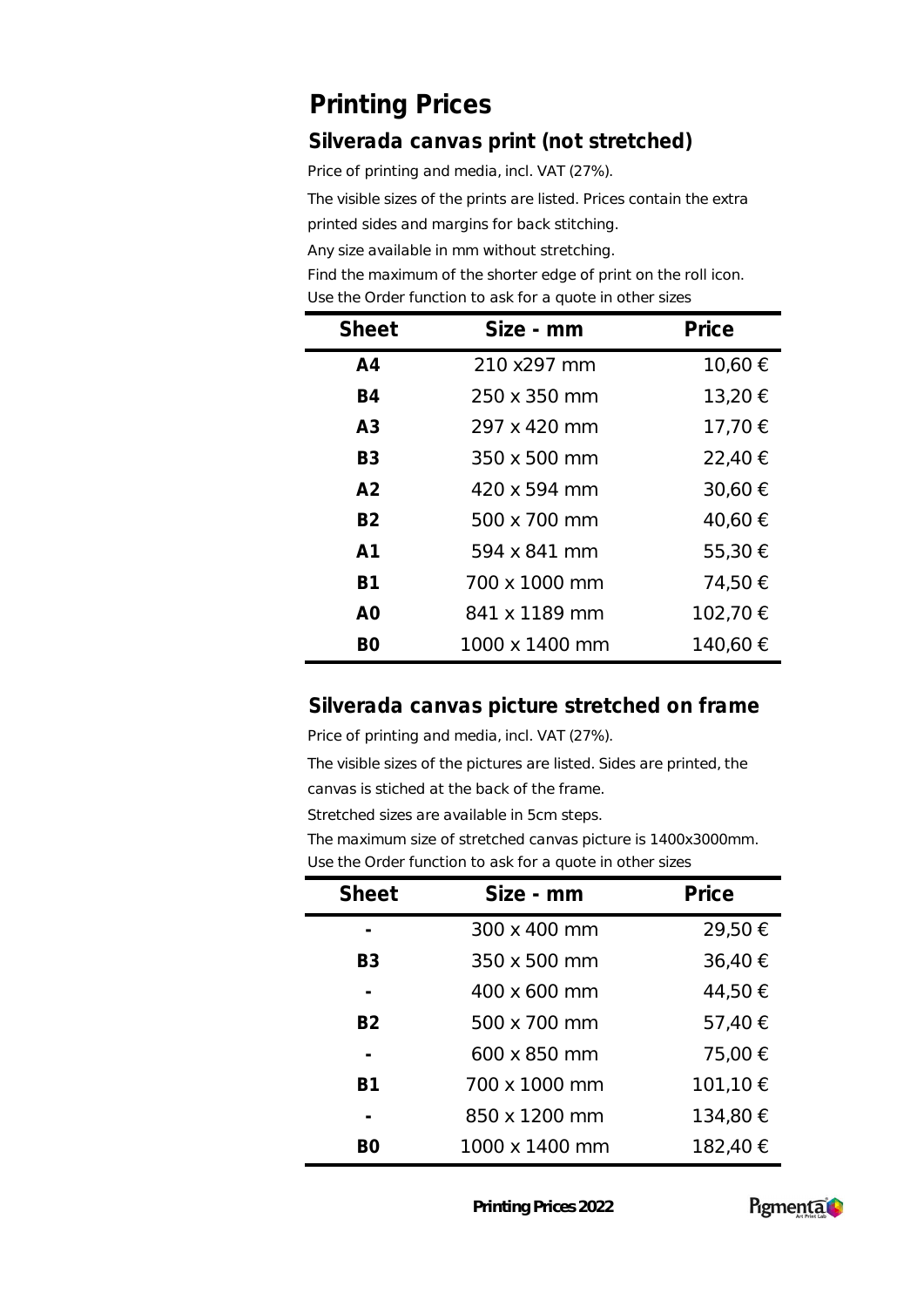# Printing Prices

## Silverada canvas print (not stretched)

Price of printing and media, incl. VAT (27%).

The visible sizes of the prints are listed. Prices contain the extra printed sides and margins for back stitching.

Any size available in mm without stretching.

Find the maximum of the shorter edge of print on the roll icon.

Use the Order function to ask for a quote in other sizes

| Sheet | Size - mm | Price |
|---|---|---|
| **A4** | 210 x297 mm | 10,60 € |
| **B4** | 250 x 350 mm | 13,20 € |
| **A3** | 297 x 420 mm | 17,70 € |
| **B3** | 350 x 500 mm | 22,40 € |
| **A2** | 420 x 594 mm | 30,60 € |
| **B2** | 500 x 700 mm | 40,60 € |
| **A1** | 594 x 841 mm | 55,30 € |
| **B1** | 700 x 1000 mm | 74,50 € |
| **A0** | 841 x 1189 mm | 102,70 € |
| **B0** | 1000 x 1400 mm | 140,60 € |

## Silverada canvas picture stretched on frame

Price of printing and media, incl. VAT (27%).

The visible sizes of the pictures are listed. Sides are printed, the canvas is stiched at the back of the frame.

Stretched sizes are available in 5cm steps.

The maximum size of stretched canvas picture is 1400x3000mm.

Use the Order function to ask for a quote in other sizes

| Sheet | Size - mm | Price |
|---|---|---|
| - | 300 x 400 mm | 29,50 € |
| **B3** | 350 x 500 mm | 36,40 € |
| - | 400 x 600 mm | 44,50 € |
| **B2** | 500 x 700 mm | 57,40 € |
| - | 600 x 850 mm | 75,00 € |
| **B1** | 700 x 1000 mm | 101,10 € |
| - | 850 x 1200 mm | 134,80 € |
| **B0** | 1000 x 1400 mm | 182,40 € |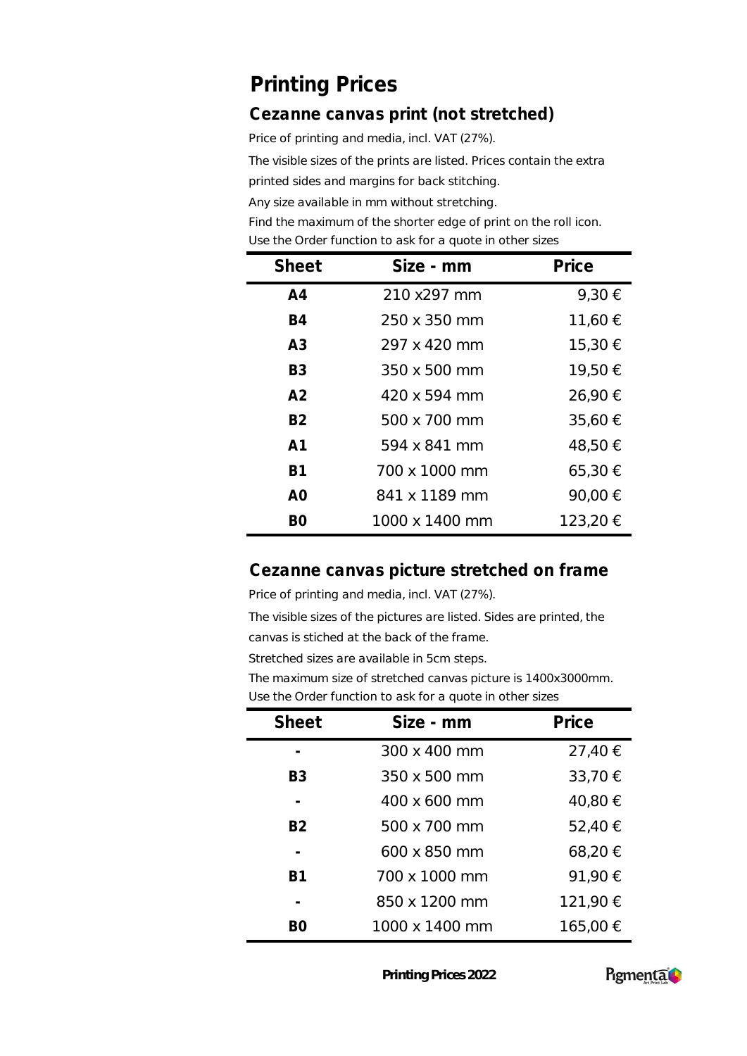# Printing Prices

## Cezanne canvas print (not stretched)

Price of printing and media, incl. VAT (27%).

The visible sizes of the prints are listed. Prices contain the extra printed sides and margins for back stitching.

Any size available in mm without stretching.

Find the maximum of the shorter edge of print on the roll icon.

Use the Order function to ask for a quote in other sizes

| Sheet | Size - mm | Price |
|---|---|---|
| **A4** | 210 x297 mm | 9,30 € |
| **B4** | 250 x 350 mm | 11,60 € |
| **A3** | 297 x 420 mm | 15,30 € |
| **B3** | 350 x 500 mm | 19,50 € |
| **A2** | 420 x 594 mm | 26,90 € |
| **B2** | 500 x 700 mm | 35,60 € |
| **A1** | 594 x 841 mm | 48,50 € |
| **B1** | 700 x 1000 mm | 65,30 € |
| **A0** | 841 x 1189 mm | 90,00 € |
| **B0** | 1000 x 1400 mm | 123,20 € |

## Cezanne canvas picture stretched on frame

Price of printing and media, incl. VAT (27%).

The visible sizes of the pictures are listed. Sides are printed, the canvas is stiched at the back of the frame.

Stretched sizes are available in 5cm steps.

The maximum size of stretched canvas picture is 1400x3000mm.

Use the Order function to ask for a quote in other sizes

| Sheet | Size - mm | Price |
|---|---|---|
| - | 300 x 400 mm | 27,40 € |
| **B3** | 350 x 500 mm | 33,70 € |
| - | 400 x 600 mm | 40,80 € |
| **B2** | 500 x 700 mm | 52,40 € |
| - | 600 x 850 mm | 68,20 € |
| **B1** | 700 x 1000 mm | 91,90 € |
| - | 850 x 1200 mm | 121,90 € |
| **B0** | 1000 x 1400 mm | 165,00 € |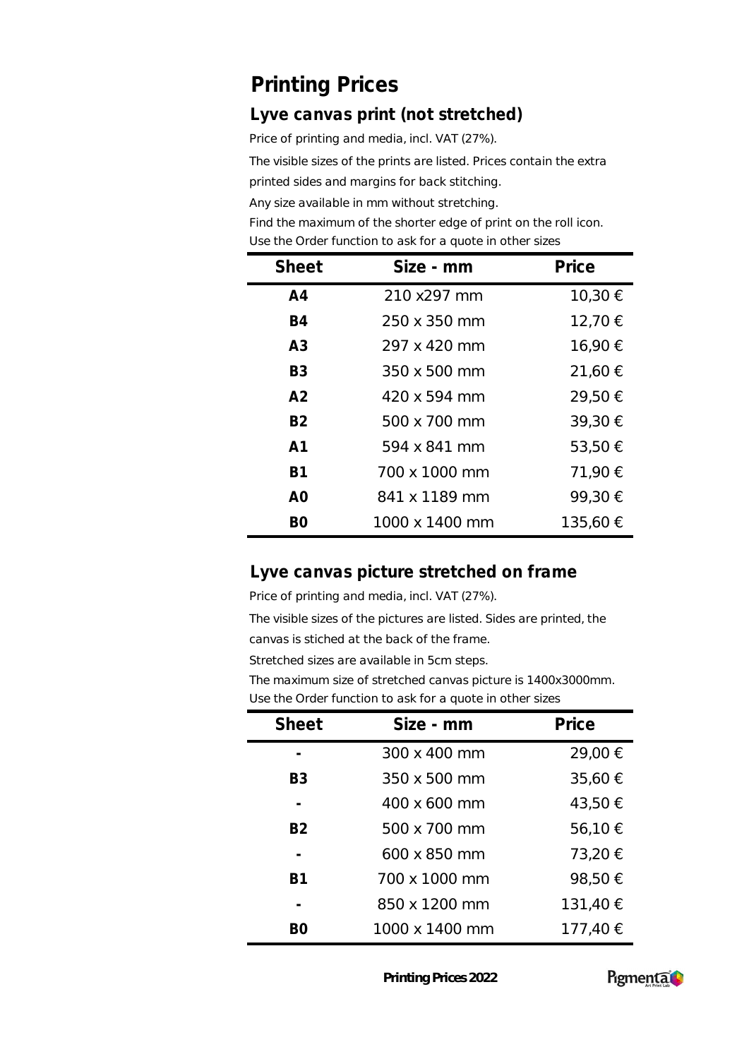# Printing Prices

## Lyve canvas print (not stretched)

Price of printing and media, incl. VAT (27%).

The visible sizes of the prints are listed. Prices contain the extra printed sides and margins for back stitching.

Any size available in mm without stretching.

Find the maximum of the shorter edge of print on the roll icon.

Use the Order function to ask for a quote in other sizes

| Sheet | Size - mm | Price |
|---|---|---|
| **A4** | 210 x297 mm | 10,30 € |
| **B4** | 250 x 350 mm | 12,70 € |
| **A3** | 297 x 420 mm | 16,90 € |
| **B3** | 350 x 500 mm | 21,60 € |
| **A2** | 420 x 594 mm | 29,50 € |
| **B2** | 500 x 700 mm | 39,30 € |
| **A1** | 594 x 841 mm | 53,50 € |
| **B1** | 700 x 1000 mm | 71,90 € |
| **A0** | 841 x 1189 mm | 99,30 € |
| **B0** | 1000 x 1400 mm | 135,60 € |

## Lyve canvas picture stretched on frame

Price of printing and media, incl. VAT (27%).

The visible sizes of the pictures are listed. Sides are printed, the canvas is stiched at the back of the frame.

Stretched sizes are available in 5cm steps.

The maximum size of stretched canvas picture is 1400x3000mm.

Use the Order function to ask for a quote in other sizes

| Sheet | Size - mm | Price |
|---|---|---|
| **-** | 300 x 400 mm | 29,00 € |
| **B3** | 350 x 500 mm | 35,60 € |
| **-** | 400 x 600 mm | 43,50 € |
| **B2** | 500 x 700 mm | 56,10 € |
| **-** | 600 x 850 mm | 73,20 € |
| **B1** | 700 x 1000 mm | 98,50 € |
| **-** | 850 x 1200 mm | 131,40 € |
| **B0** | 1000 x 1400 mm | 177,40 € |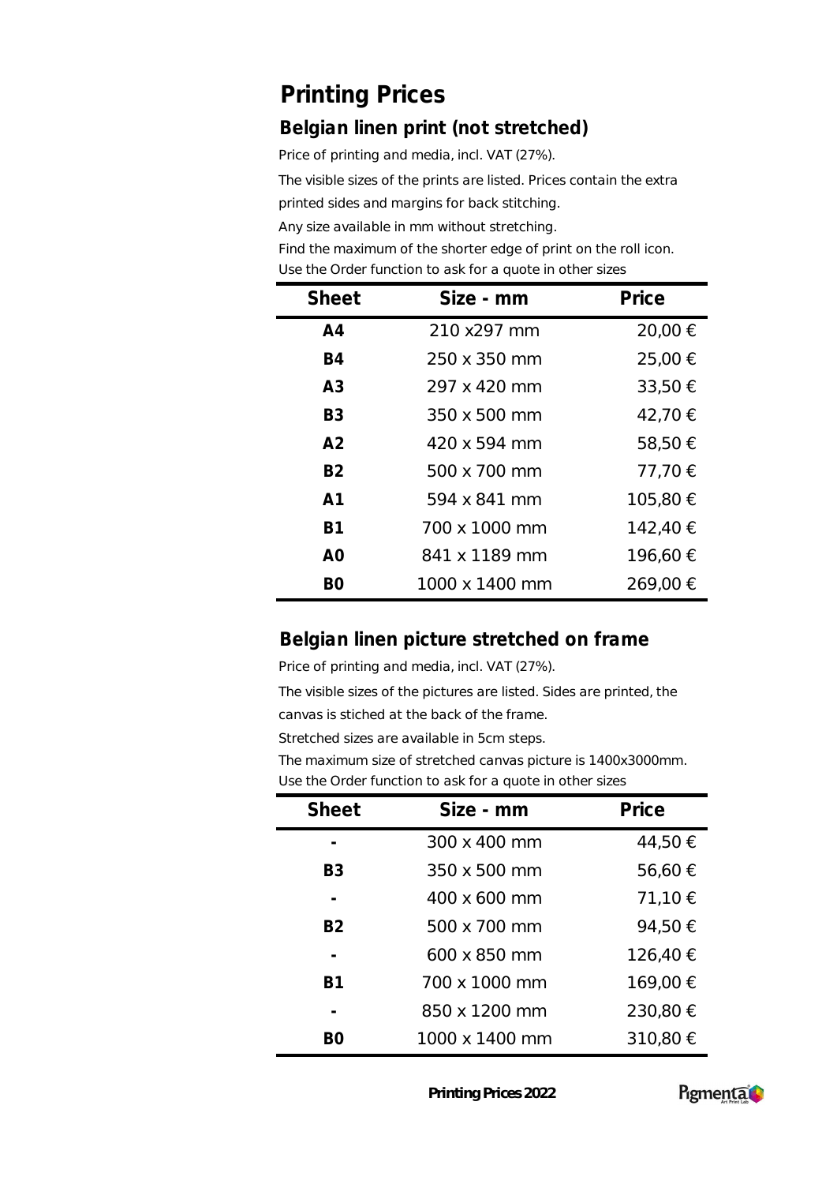# Printing Prices

## Belgian linen print (not stretched)

Price of printing and media, incl. VAT (27%).

The visible sizes of the prints are listed. Prices contain the extra printed sides and margins for back stitching.

Any size available in mm without stretching.

Find the maximum of the shorter edge of print on the roll icon.

Use the Order function to ask for a quote in other sizes

| Sheet | Size - mm | Price |
|---|---|---|
| A4 | 210 x297 mm | 20,00 € |
| B4 | 250 x 350 mm | 25,00 € |
| A3 | 297 x 420 mm | 33,50 € |
| B3 | 350 x 500 mm | 42,70 € |
| A2 | 420 x 594 mm | 58,50 € |
| B2 | 500 x 700 mm | 77,70 € |
| A1 | 594 x 841 mm | 105,80 € |
| B1 | 700 x 1000 mm | 142,40 € |
| A0 | 841 x 1189 mm | 196,60 € |
| B0 | 1000 x 1400 mm | 269,00 € |

## Belgian linen picture stretched on frame

Price of printing and media, incl. VAT (27%).

The visible sizes of the pictures are listed. Sides are printed, the canvas is stiched at the back of the frame.

Stretched sizes are available in 5cm steps.

The maximum size of stretched canvas picture is 1400x3000mm.

Use the Order function to ask for a quote in other sizes

| Sheet | Size - mm | Price |
|---|---|---|
| - | 300 x 400 mm | 44,50 € |
| B3 | 350 x 500 mm | 56,60 € |
| - | 400 x 600 mm | 71,10 € |
| B2 | 500 x 700 mm | 94,50 € |
| - | 600 x 850 mm | 126,40 € |
| B1 | 700 x 1000 mm | 169,00 € |
| - | 850 x 1200 mm | 230,80 € |
| B0 | 1000 x 1400 mm | 310,80 € |